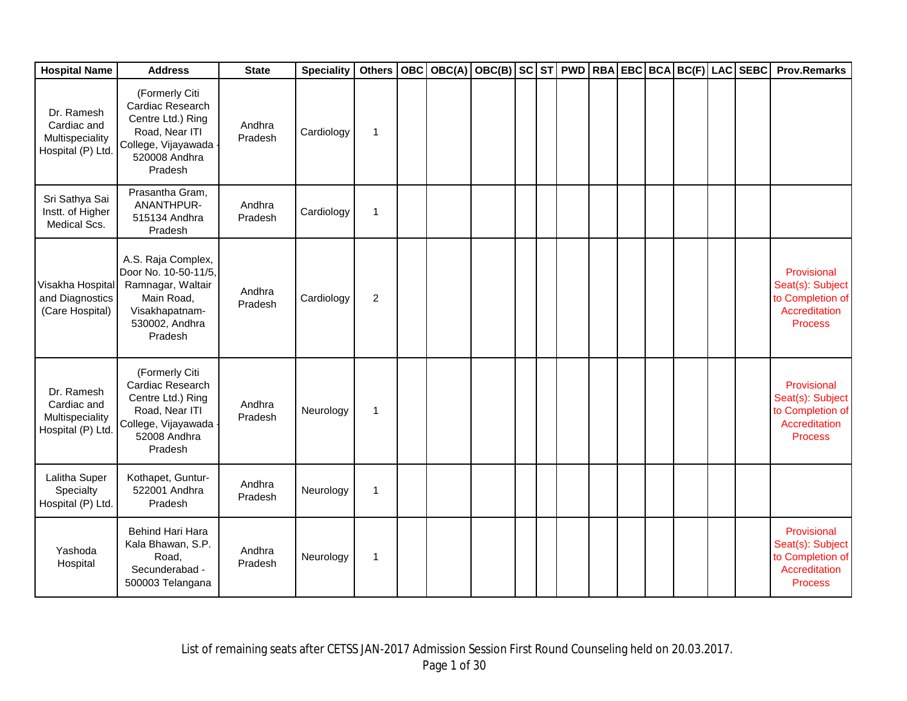| Hospital Name | Address | State | Speciality | Others | OBC | OBC(A) | OBC(B) | SC | ST | PWD | RBA | EBC | BCA | BC(F) | LAC | SEBC | Prov.Remarks |
|---|---|---|---|---|---|---|---|---|---|---|---|---|---|---|---|---|---|
| Dr. Ramesh Cardiac and Multispeciality Hospital (P) Ltd. | (Formerly Citi Cardiac Research Centre Ltd.) Ring Road, Near ITI College, Vijayawada - 520008 Andhra Pradesh | Andhra Pradesh | Cardiology | 1 | | | | | | | | | | | | | |
| Sri Sathya Sai Instt. of Higher Medical Scs. | Prasantha Gram, ANANTHPUR-515134 Andhra Pradesh | Andhra Pradesh | Cardiology | 1 | | | | | | | | | | | | | |
| Visakha Hospital and Diagnostics (Care Hospital) | A.S. Raja Complex, Door No. 10-50-11/5, Ramnagar, Waltair Main Road, Visakhapatnam-530002, Andhra Pradesh | Andhra Pradesh | Cardiology | 2 | | | | | | | | | | | | | Provisional Seat(s): Subject to Completion of Accreditation Process |
| Dr. Ramesh Cardiac and Multispeciality Hospital (P) Ltd. | (Formerly Citi Cardiac Research Centre Ltd.) Ring Road, Near ITI College, Vijayawada - 52008 Andhra Pradesh | Andhra Pradesh | Neurology | 1 | | | | | | | | | | | | | Provisional Seat(s): Subject to Completion of Accreditation Process |
| Lalitha Super Specialty Hospital (P) Ltd. | Kothapet, Guntur-522001 Andhra Pradesh | Andhra Pradesh | Neurology | 1 | | | | | | | | | | | | | |
| Yashoda Hospital | Behind Hari Hara Kala Bhawan, S.P. Road, Secunderabad - 500003 Telangana | Andhra Pradesh | Neurology | 1 | | | | | | | | | | | | | Provisional Seat(s): Subject to Completion of Accreditation Process |

List of remaining seats after CETSS JAN-2017 Admission Session First Round Counseling held on 20.03.2017.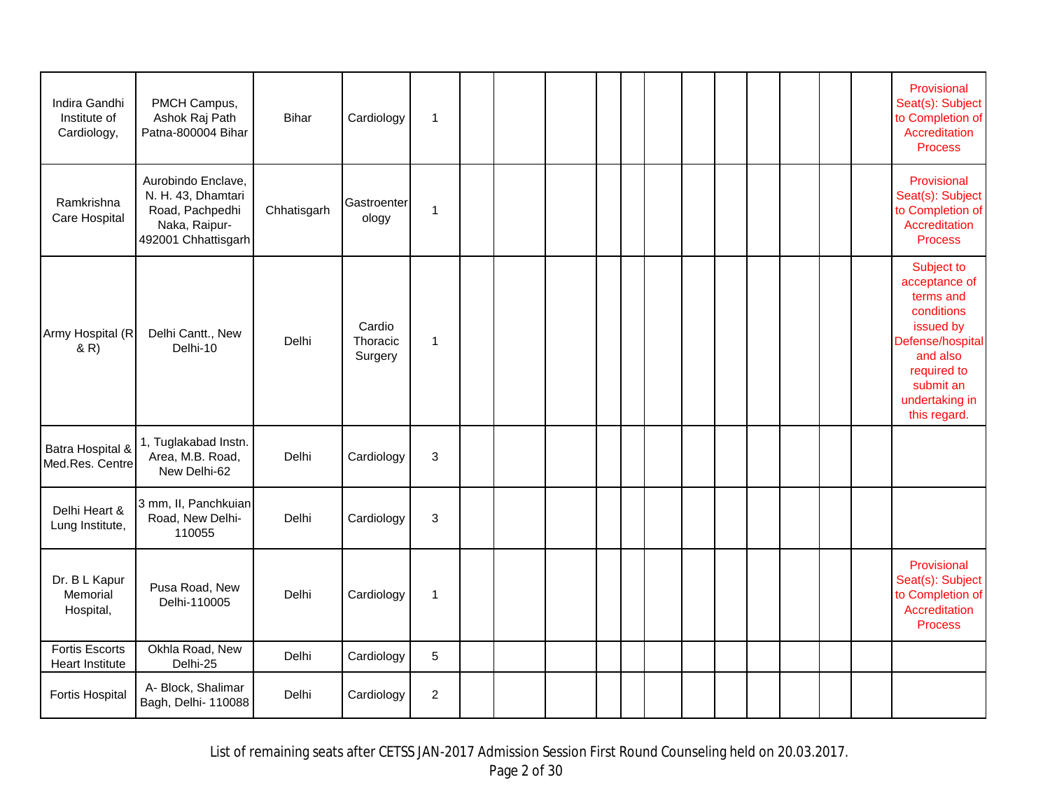| | | | | | | | | | | | | | | | | | |
|---|---|---|---|---|---|---|---|---|---|---|---|---|---|---|---|---|---|
| Indira Gandhi Institute of Cardiology, | PMCH Campus, Ashok Raj Path Patna-800004 Bihar | Bihar | Cardiology | 1 | | | | | | | | | | | | | Provisional Seat(s): Subject to Completion of Accreditation Process |
| Ramkrishna Care Hospital | Aurobindo Enclave, N. H. 43, Dhamtari Road, Pachpedhi Naka, Raipur-492001 Chhattisgarh | Chhatisgarh | Gastroenterology | 1 | | | | | | | | | | | | | Provisional Seat(s): Subject to Completion of Accreditation Process |
| Army Hospital (R & R) | Delhi Cantt., New Delhi-10 | Delhi | Cardio Thoracic Surgery | 1 | | | | | | | | | | | | | Subject to acceptance of terms and conditions issued by Defense/hospital and also required to submit an undertaking in this regard. |
| Batra Hospital & Med.Res. Centre | 1, Tuglakabad Instn. Area, M.B. Road, New Delhi-62 | Delhi | Cardiology | 3 | | | | | | | | | | | | | |
| Delhi Heart & Lung Institute, | 3 mm, II, Panchkuian Road, New Delhi-110055 | Delhi | Cardiology | 3 | | | | | | | | | | | | | |
| Dr. B L Kapur Memorial Hospital, | Pusa Road, New Delhi-110005 | Delhi | Cardiology | 1 | | | | | | | | | | | | | Provisional Seat(s): Subject to Completion of Accreditation Process |
| Fortis Escorts Heart Institute | Okhla Road, New Delhi-25 | Delhi | Cardiology | 5 | | | | | | | | | | | | | |
| Fortis Hospital | A- Block, Shalimar Bagh, Delhi- 110088 | Delhi | Cardiology | 2 | | | | | | | | | | | | | |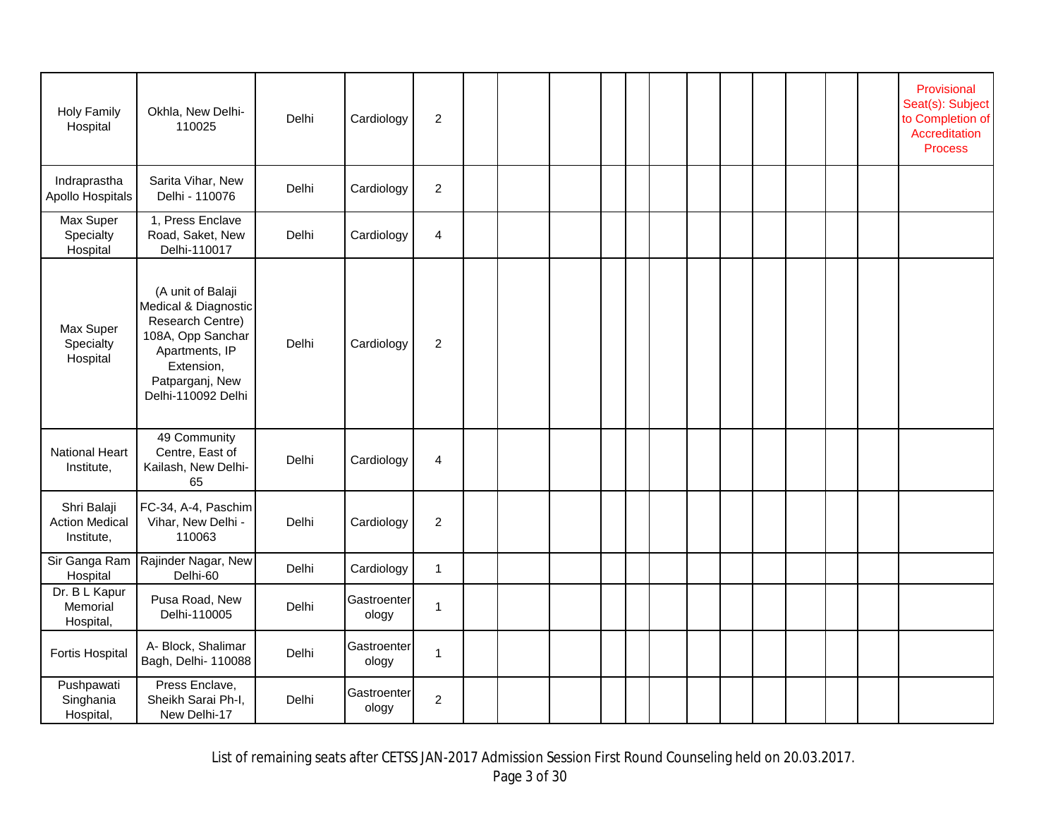| | | | | | | | | | | | | | | | | | |
|---|---|---|---|---|---|---|---|---|---|---|---|---|---|---|---|---|---|
| Holy Family Hospital | Okhla, New Delhi-110025 | Delhi | Cardiology | 2 | | | | | | | | | | | | | Provisional Seat(s): Subject to Completion of Accreditation Process |
| Indraprastha Apollo Hospitals | Sarita Vihar, New Delhi - 110076 | Delhi | Cardiology | 2 | | | | | | | | | | | | | |
| Max Super Specialty Hospital | 1, Press Enclave Road, Saket, New Delhi-110017 | Delhi | Cardiology | 4 | | | | | | | | | | | | | |
| Max Super Specialty Hospital | (A unit of Balaji Medical & Diagnostic Research Centre) 108A, Opp Sanchar Apartments, IP Extension, Patparganj, New Delhi-110092 Delhi | Delhi | Cardiology | 2 | | | | | | | | | | | | | |
| National Heart Institute, | 49 Community Centre, East of Kailash, New Delhi-65 | Delhi | Cardiology | 4 | | | | | | | | | | | | | |
| Shri Balaji Action Medical Institute, | FC-34, A-4, Paschim Vihar, New Delhi - 110063 | Delhi | Cardiology | 2 | | | | | | | | | | | | | |
| Sir Ganga Ram Hospital | Rajinder Nagar, New Delhi-60 | Delhi | Cardiology | 1 | | | | | | | | | | | | | |
| Dr. B L Kapur Memorial Hospital, | Pusa Road, New Delhi-110005 | Delhi | Gastroenterology | 1 | | | | | | | | | | | | | |
| Fortis Hospital | A- Block, Shalimar Bagh, Delhi- 110088 | Delhi | Gastroenterology | 1 | | | | | | | | | | | | | |
| Pushpawati Singhania Hospital, | Press Enclave, Sheikh Sarai Ph-I, New Delhi-17 | Delhi | Gastroenterology | 2 | | | | | | | | | | | | | |

List of remaining seats after CETSS JAN-2017 Admission Session First Round Counseling held on 20.03.2017.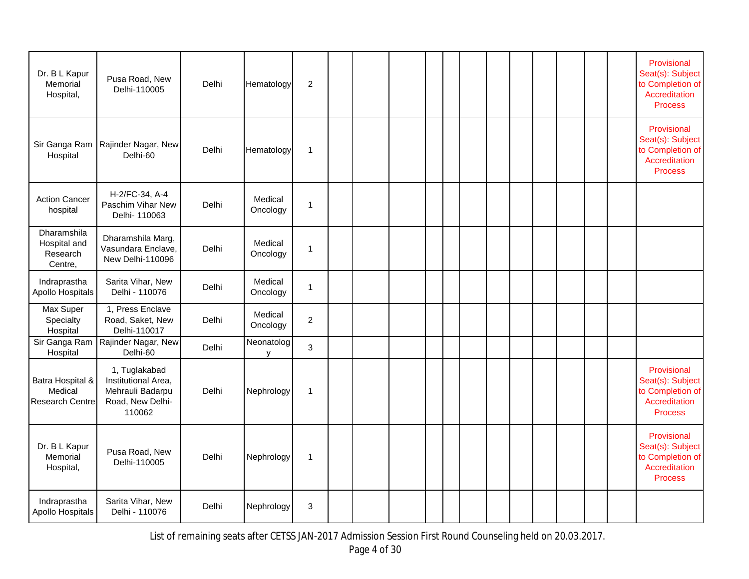| | | | | | | | | | | | | | | | | | |
|---|---|---|---|---|---|---|---|---|---|---|---|---|---|---|---|---|---|
| Dr. B L Kapur Memorial Hospital, | Pusa Road, New Delhi-110005 | Delhi | Hematology | 2 | | | | | | | | | | | | | Provisional Seat(s): Subject to Completion of Accreditation Process |
| Sir Ganga Ram Hospital | Rajinder Nagar, New Delhi-60 | Delhi | Hematology | 1 | | | | | | | | | | | | | Provisional Seat(s): Subject to Completion of Accreditation Process |
| Action Cancer hospital | H-2/FC-34, A-4 Paschim Vihar New Delhi- 110063 | Delhi | Medical Oncology | 1 | | | | | | | | | | | | | |
| Dharamshila Hospital and Research Centre, | Dharamshila Marg, Vasundara Enclave, New Delhi-110096 | Delhi | Medical Oncology | 1 | | | | | | | | | | | | | |
| Indraprastha Apollo Hospitals | Sarita Vihar, New Delhi - 110076 | Delhi | Medical Oncology | 1 | | | | | | | | | | | | | |
| Max Super Specialty Hospital | 1, Press Enclave Road, Saket, New Delhi-110017 | Delhi | Medical Oncology | 2 | | | | | | | | | | | | | |
| Sir Ganga Ram Hospital | Rajinder Nagar, New Delhi-60 | Delhi | Neonatology | 3 | | | | | | | | | | | | | |
| Batra Hospital & Medical Research Centre | 1, Tuglakabad Institutional Area, Mehrauli Badarpu Road, New Delhi-110062 | Delhi | Nephrology | 1 | | | | | | | | | | | | | Provisional Seat(s): Subject to Completion of Accreditation Process |
| Dr. B L Kapur Memorial Hospital, | Pusa Road, New Delhi-110005 | Delhi | Nephrology | 1 | | | | | | | | | | | | | Provisional Seat(s): Subject to Completion of Accreditation Process |
| Indraprastha Apollo Hospitals | Sarita Vihar, New Delhi - 110076 | Delhi | Nephrology | 3 | | | | | | | | | | | | | |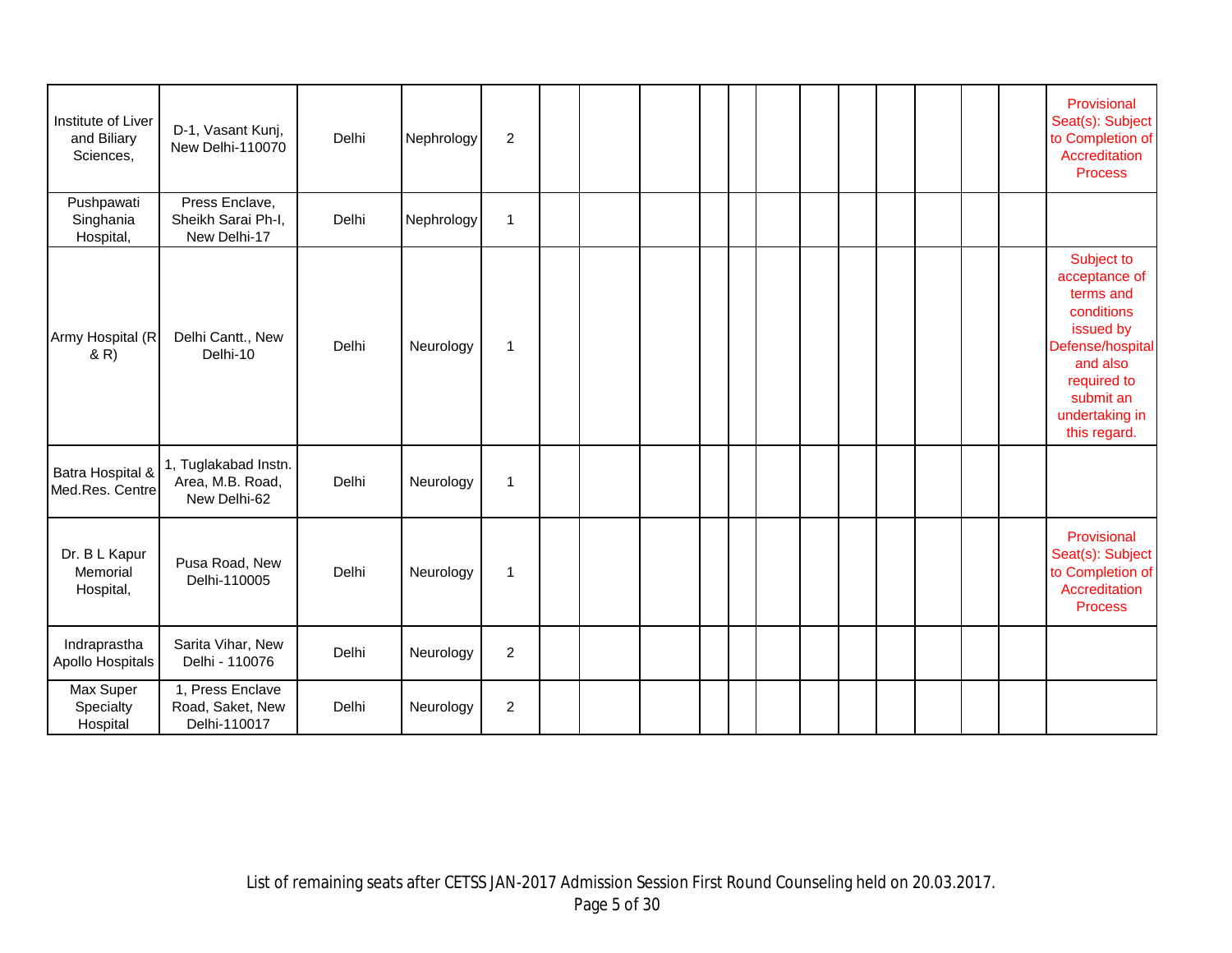| | | | | | | | | | | | | | | | | | |
|---|---|---|---|---|---|---|---|---|---|---|---|---|---|---|---|---|---|
| Institute of Liver and Biliary Sciences, | D-1, Vasant Kunj, New Delhi-110070 | Delhi | Nephrology | 2 | | | | | | | | | | | | | Provisional Seat(s): Subject to Completion of Accreditation Process |
| Pushpawati Singhania Hospital, | Press Enclave, Sheikh Sarai Ph-I, New Delhi-17 | Delhi | Nephrology | 1 | | | | | | | | | | | | | |
| Army Hospital (R & R) | Delhi Cantt., New Delhi-10 | Delhi | Neurology | 1 | | | | | | | | | | | | | Subject to acceptance of terms and conditions issued by Defense/hospital and also required to submit an undertaking in this regard. |
| Batra Hospital & Med.Res. Centre | 1, Tuglakabad Instn. Area, M.B. Road, New Delhi-62 | Delhi | Neurology | 1 | | | | | | | | | | | | | |
| Dr. B L Kapur Memorial Hospital, | Pusa Road, New Delhi-110005 | Delhi | Neurology | 1 | | | | | | | | | | | | | Provisional Seat(s): Subject to Completion of Accreditation Process |
| Indraprastha Apollo Hospitals | Sarita Vihar, New Delhi - 110076 | Delhi | Neurology | 2 | | | | | | | | | | | | | |
| Max Super Specialty Hospital | 1, Press Enclave Road, Saket, New Delhi-110017 | Delhi | Neurology | 2 | | | | | | | | | | | | | |

List of remaining seats after CETSS JAN-2017 Admission Session First Round Counseling held on 20.03.2017.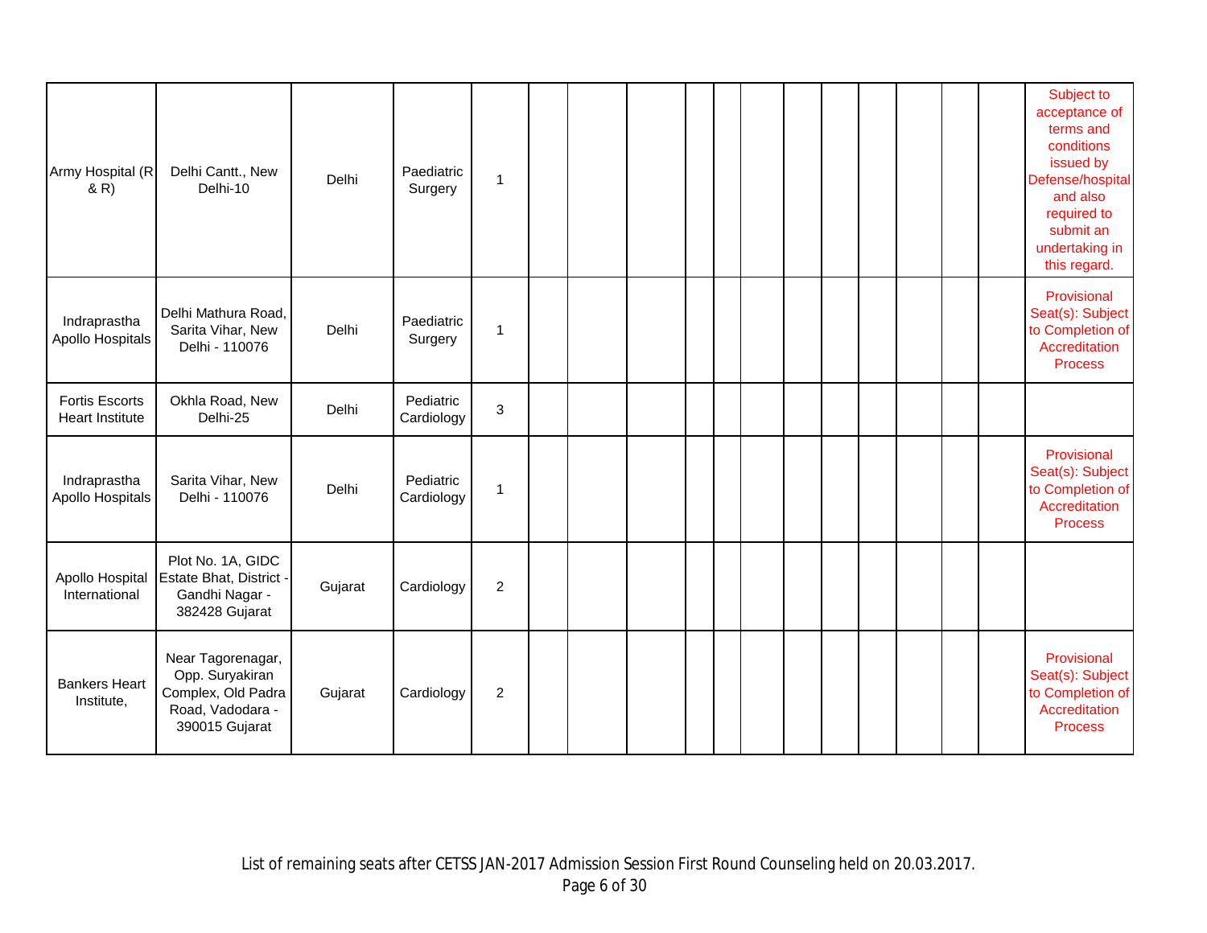| | | | | | | | | | | | | | | | | | |
|---|---|---|---|---|---|---|---|---|---|---|---|---|---|---|---|---|---|
| Army Hospital (R & R) | Delhi Cantt., New Delhi-10 | Delhi | Paediatric Surgery | 1 | | | | | | | | | | | | | Subject to acceptance of terms and conditions issued by Defense/hospital and also required to submit an undertaking in this regard. |
| Indraprastha Apollo Hospitals | Delhi Mathura Road, Sarita Vihar, New Delhi - 110076 | Delhi | Paediatric Surgery | 1 | | | | | | | | | | | | | Provisional Seat(s): Subject to Completion of Accreditation Process |
| Fortis Escorts Heart Institute | Okhla Road, New Delhi-25 | Delhi | Pediatric Cardiology | 3 | | | | | | | | | | | | | |
| Indraprastha Apollo Hospitals | Sarita Vihar, New Delhi - 110076 | Delhi | Pediatric Cardiology | 1 | | | | | | | | | | | | | Provisional Seat(s): Subject to Completion of Accreditation Process |
| Apollo Hospital International | Plot No. 1A, GIDC Estate Bhat, District - Gandhi Nagar - 382428 Gujarat | Gujarat | Cardiology | 2 | | | | | | | | | | | | | |
| Bankers Heart Institute, | Near Tagorenagar, Opp. Suryakiran Complex, Old Padra Road, Vadodara - 390015 Gujarat | Gujarat | Cardiology | 2 | | | | | | | | | | | | | Provisional Seat(s): Subject to Completion of Accreditation Process |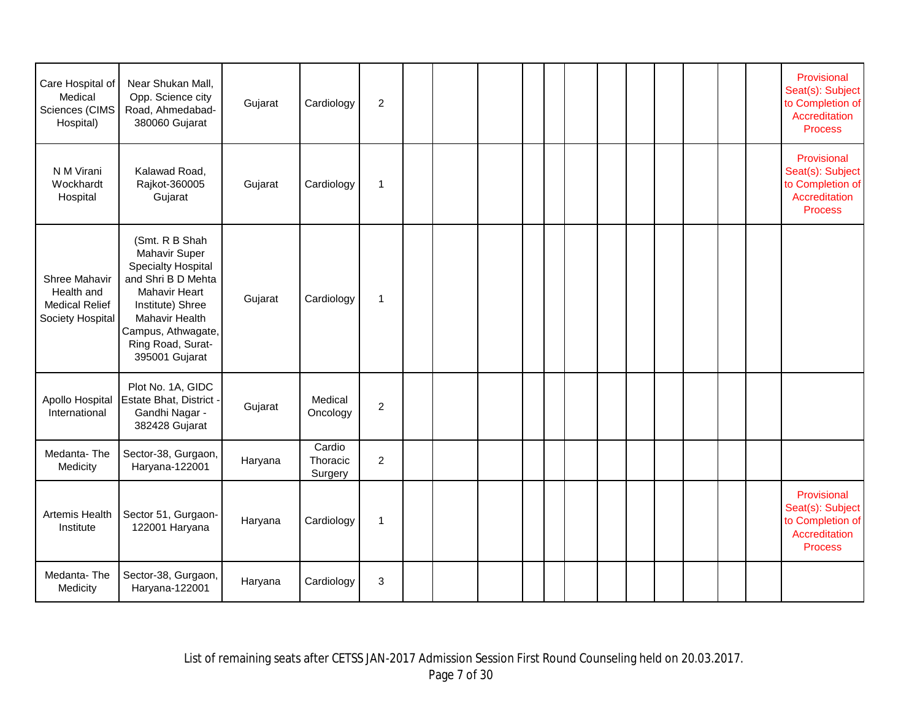| | | | | | | | | | | | | | | | | | |
|---|---|---|---|---|---|---|---|---|---|---|---|---|---|---|---|---|---|
| Care Hospital of Medical Sciences (CIMS Hospital) | Near Shukan Mall, Opp. Science city Road, Ahmedabad-380060 Gujarat | Gujarat | Cardiology | 2 | | | | | | | | | | | | | Provisional Seat(s): Subject to Completion of Accreditation Process |
| N M Virani Wockhardt Hospital | Kalawad Road, Rajkot-360005 Gujarat | Gujarat | Cardiology | 1 | | | | | | | | | | | | | Provisional Seat(s): Subject to Completion of Accreditation Process |
| Shree Mahavir Health and Medical Relief Society Hospital | (Smt. R B Shah Mahavir Super Specialty Hospital and Shri B D Mehta Mahavir Heart Institute) Shree Mahavir Health Campus, Athwagate, Ring Road, Surat-395001 Gujarat | Gujarat | Cardiology | 1 | | | | | | | | | | | | | |
| Apollo Hospital International | Plot No. 1A, GIDC Estate Bhat, District - Gandhi Nagar - 382428 Gujarat | Gujarat | Medical Oncology | 2 | | | | | | | | | | | | | |
| Medanta- The Medicity | Sector-38, Gurgaon, Haryana-122001 | Haryana | Cardio Thoracic Surgery | 2 | | | | | | | | | | | | | |
| Artemis Health Institute | Sector 51, Gurgaon-122001 Haryana | Haryana | Cardiology | 1 | | | | | | | | | | | | | Provisional Seat(s): Subject to Completion of Accreditation Process |
| Medanta- The Medicity | Sector-38, Gurgaon, Haryana-122001 | Haryana | Cardiology | 3 | | | | | | | | | | | | | |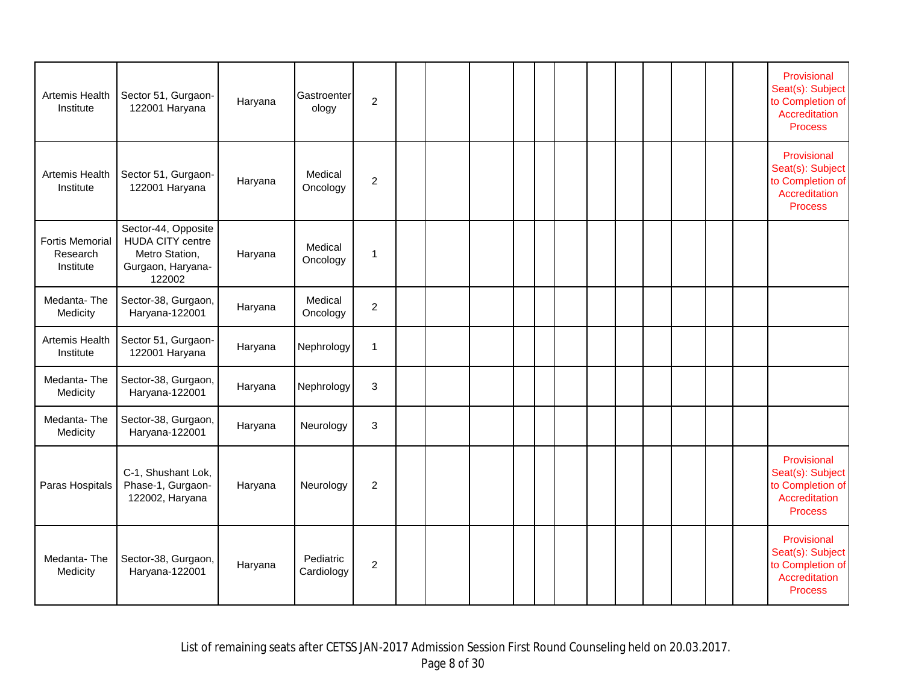| | | | | | | | | | | | | | | | | |
|---|---|---|---|---|---|---|---|---|---|---|---|---|---|---|---|---|
| Artemis Health Institute | Sector 51, Gurgaon-122001 Haryana | Haryana | Gastroenterology | 2 | | | | | | | | | | | | Provisional Seat(s): Subject to Completion of Accreditation Process |
| Artemis Health Institute | Sector 51, Gurgaon-122001 Haryana | Haryana | Medical Oncology | 2 | | | | | | | | | | | | Provisional Seat(s): Subject to Completion of Accreditation Process |
| Fortis Memorial Research Institute | Sector-44, Opposite HUDA CITY centre Metro Station, Gurgaon, Haryana-122002 | Haryana | Medical Oncology | 1 | | | | | | | | | | | | |
| Medanta- The Medicity | Sector-38, Gurgaon, Haryana-122001 | Haryana | Medical Oncology | 2 | | | | | | | | | | | | |
| Artemis Health Institute | Sector 51, Gurgaon-122001 Haryana | Haryana | Nephrology | 1 | | | | | | | | | | | | |
| Medanta- The Medicity | Sector-38, Gurgaon, Haryana-122001 | Haryana | Nephrology | 3 | | | | | | | | | | | | |
| Medanta- The Medicity | Sector-38, Gurgaon, Haryana-122001 | Haryana | Neurology | 3 | | | | | | | | | | | | |
| Paras Hospitals | C-1, Shushant Lok, Phase-1, Gurgaon-122002, Haryana | Haryana | Neurology | 2 | | | | | | | | | | | | Provisional Seat(s): Subject to Completion of Accreditation Process |
| Medanta- The Medicity | Sector-38, Gurgaon, Haryana-122001 | Haryana | Pediatric Cardiology | 2 | | | | | | | | | | | | Provisional Seat(s): Subject to Completion of Accreditation Process |

List of remaining seats after CETSS JAN-2017 Admission Session First Round Counseling held on 20.03.2017.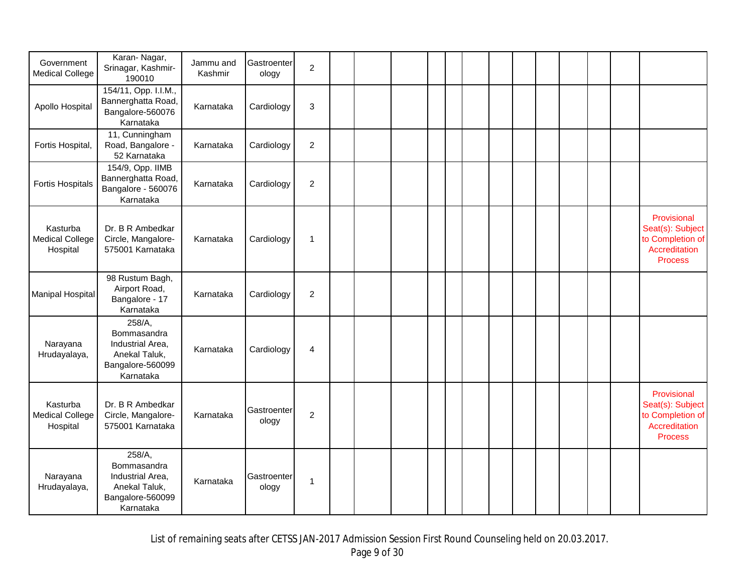| | | | | | | | | | | | | | | | | | |
|---|---|---|---|---|---|---|---|---|---|---|---|---|---|---|---|---|---|
| Government Medical College | Karan- Nagar, Srinagar, Kashmir-190010 | Jammu and Kashmir | Gastroenterology | 2 | | | | | | | | | | | | | |
| Apollo Hospital | 154/11, Opp. I.I.M., Bannerghatta Road, Bangalore-560076 Karnataka | Karnataka | Cardiology | 3 | | | | | | | | | | | | | |
| Fortis Hospital, | 11, Cunningham Road, Bangalore - 52 Karnataka | Karnataka | Cardiology | 2 | | | | | | | | | | | | | |
| Fortis Hospitals | 154/9, Opp. IIMB Bannerghatta Road, Bangalore - 560076 Karnataka | Karnataka | Cardiology | 2 | | | | | | | | | | | | | |
| Kasturba Medical College Hospital | Dr. B R Ambedkar Circle, Mangalore-575001 Karnataka | Karnataka | Cardiology | 1 | | | | | | | | | | | | | Provisional Seat(s): Subject to Completion of Accreditation Process |
| Manipal Hospital | 98 Rustum Bagh, Airport Road, Bangalore - 17 Karnataka | Karnataka | Cardiology | 2 | | | | | | | | | | | | | |
| Narayana Hrudayalaya, | 258/A, Bommasandra Industrial Area, Anekal Taluk, Bangalore-560099 Karnataka | Karnataka | Cardiology | 4 | | | | | | | | | | | | | |
| Kasturba Medical College Hospital | Dr. B R Ambedkar Circle, Mangalore-575001 Karnataka | Karnataka | Gastroenterology | 2 | | | | | | | | | | | | | Provisional Seat(s): Subject to Completion of Accreditation Process |
| Narayana Hrudayalaya, | 258/A, Bommasandra Industrial Area, Anekal Taluk, Bangalore-560099 Karnataka | Karnataka | Gastroenterology | 1 | | | | | | | | | | | | | |

List of remaining seats after CETSS JAN-2017 Admission Session First Round Counseling held on 20.03.2017.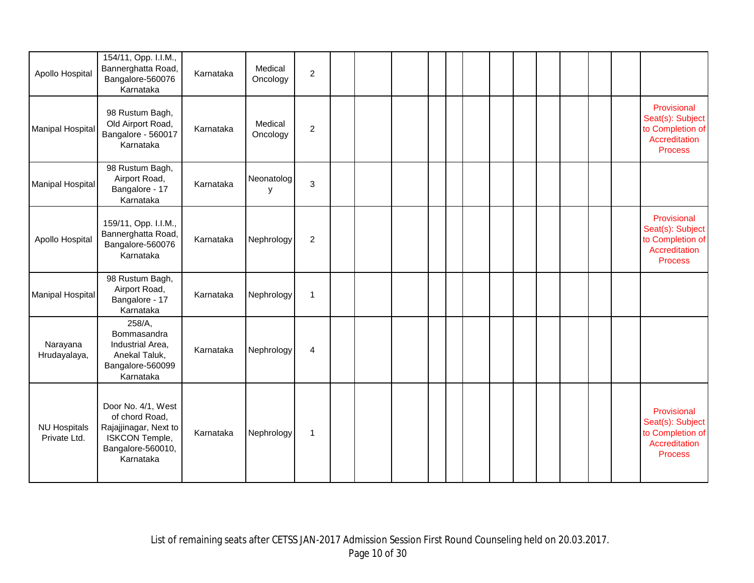| | | | | | | | | | | | | | | | | | |
|---|---|---|---|---|---|---|---|---|---|---|---|---|---|---|---|---|---|
| Apollo Hospital | 154/11, Opp. I.I.M., Bannerghatta Road, Bangalore-560076 Karnataka | Karnataka | Medical Oncology | 2 | | | | | | | | | | | | | |
| Manipal Hospital | 98 Rustum Bagh, Old Airport Road, Bangalore - 560017 Karnataka | Karnataka | Medical Oncology | 2 | | | | | | | | | | | | | Provisional Seat(s): Subject to Completion of Accreditation Process |
| Manipal Hospital | 98 Rustum Bagh, Airport Road, Bangalore - 17 Karnataka | Karnataka | Neonatology | 3 | | | | | | | | | | | | | |
| Apollo Hospital | 159/11, Opp. I.I.M., Bannerghatta Road, Bangalore-560076 Karnataka | Karnataka | Nephrology | 2 | | | | | | | | | | | | | Provisional Seat(s): Subject to Completion of Accreditation Process |
| Manipal Hospital | 98 Rustum Bagh, Airport Road, Bangalore - 17 Karnataka | Karnataka | Nephrology | 1 | | | | | | | | | | | | | |
| Narayana Hrudayalaya, | 258/A, Bommasandra Industrial Area, Anekal Taluk, Bangalore-560099 Karnataka | Karnataka | Nephrology | 4 | | | | | | | | | | | | | |
| NU Hospitals Private Ltd. | Door No. 4/1, West of chord Road, Rajajjinagar, Next to ISKCON Temple, Bangalore-560010, Karnataka | Karnataka | Nephrology | 1 | | | | | | | | | | | | | Provisional Seat(s): Subject to Completion of Accreditation Process |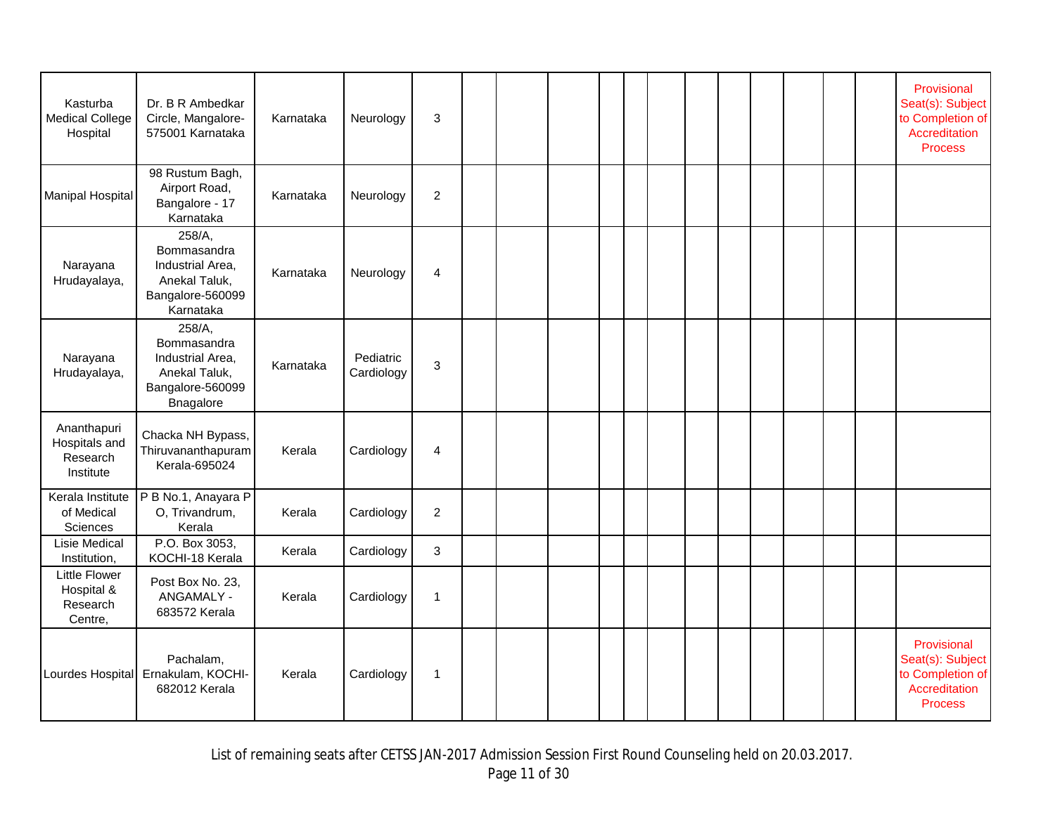| | | | | | | | | | | | | | | | | | |
|---|---|---|---|---|---|---|---|---|---|---|---|---|---|---|---|---|---|
| Kasturba Medical College Hospital | Dr. B R Ambedkar Circle, Mangalore-575001 Karnataka | Karnataka | Neurology | 3 | | | | | | | | | | | | | Provisional Seat(s): Subject to Completion of Accreditation Process |
| Manipal Hospital | 98 Rustum Bagh, Airport Road, Bangalore - 17 Karnataka | Karnataka | Neurology | 2 | | | | | | | | | | | | | |
| Narayana Hrudayalaya, | 258/A, Bommasandra Industrial Area, Anekal Taluk, Bangalore-560099 Karnataka | Karnataka | Neurology | 4 | | | | | | | | | | | | | |
| Narayana Hrudayalaya, | 258/A, Bommasandra Industrial Area, Anekal Taluk, Bangalore-560099 Bnagalore | Karnataka | Pediatric Cardiology | 3 | | | | | | | | | | | | | |
| Ananthapuri Hospitals and Research Institute | Chacka NH Bypass, Thiruvananthapuram Kerala-695024 | Kerala | Cardiology | 4 | | | | | | | | | | | | | |
| Kerala Institute of Medical Sciences | P B No.1, Anayara P O, Trivandrum, Kerala | Kerala | Cardiology | 2 | | | | | | | | | | | | | |
| Lisie Medical Institution, | P.O. Box 3053, KOCHI-18 Kerala | Kerala | Cardiology | 3 | | | | | | | | | | | | | |
| Little Flower Hospital & Research Centre, | Post Box No. 23, ANGAMALY - 683572 Kerala | Kerala | Cardiology | 1 | | | | | | | | | | | | | |
| Lourdes Hospital | Pachalam, Ernakulam, KOCHI-682012 Kerala | Kerala | Cardiology | 1 | | | | | | | | | | | | | Provisional Seat(s): Subject to Completion of Accreditation Process |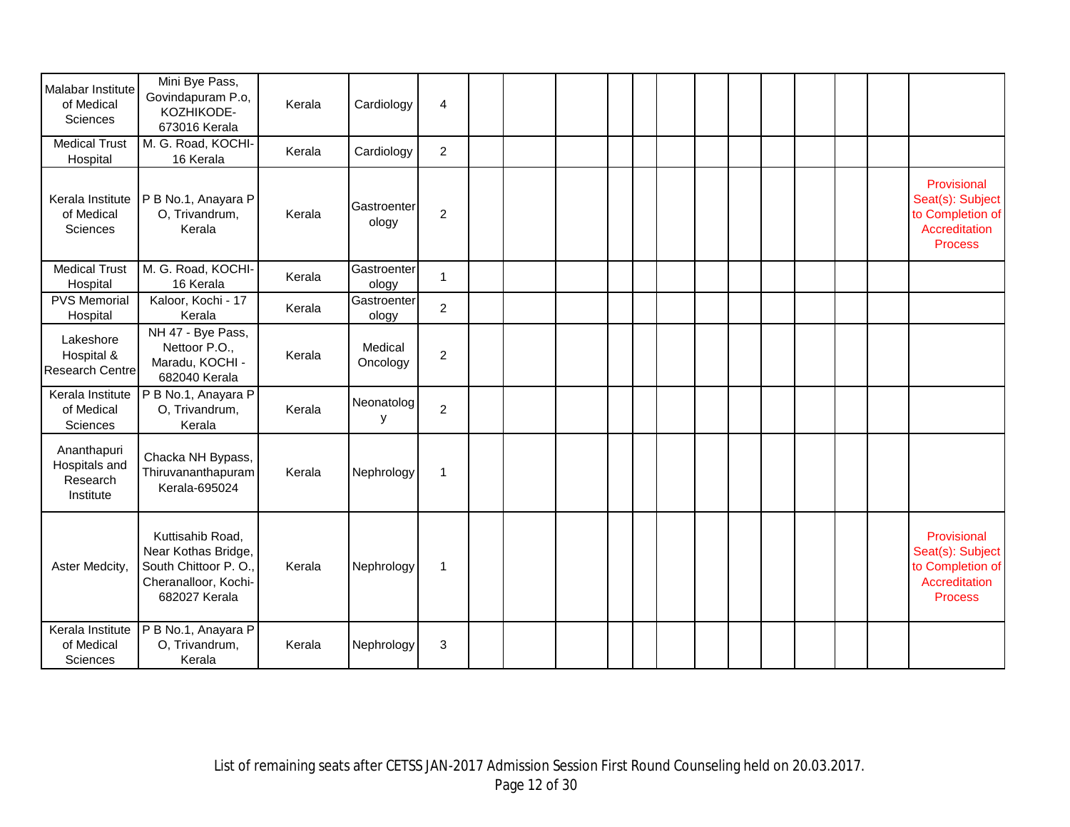| | | | | | | | | | | | | | | | | | |
|---|---|---|---|---|---|---|---|---|---|---|---|---|---|---|---|---|---|
| Malabar Institute of Medical Sciences | Mini Bye Pass, Govindapuram P.o, KOZHIKODE-673016 Kerala | Kerala | Cardiology | 4 | | | | | | | | | | | | | |
| Medical Trust Hospital | M. G. Road, KOCHI-16 Kerala | Kerala | Cardiology | 2 | | | | | | | | | | | | | |
| Kerala Institute of Medical Sciences | P B No.1, Anayara P O, Trivandrum, Kerala | Kerala | Gastroenterology | 2 | | | | | | | | | | | | | Provisional Seat(s): Subject to Completion of Accreditation Process |
| Medical Trust Hospital | M. G. Road, KOCHI-16 Kerala | Kerala | Gastroenterology | 1 | | | | | | | | | | | | | |
| PVS Memorial Hospital | Kaloor, Kochi - 17 Kerala | Kerala | Gastroenterology | 2 | | | | | | | | | | | | | |
| Lakeshore Hospital & Research Centre | NH 47 - Bye Pass, Nettoor P.O., Maradu, KOCHI - 682040 Kerala | Kerala | Medical Oncology | 2 | | | | | | | | | | | | | |
| Kerala Institute of Medical Sciences | P B No.1, Anayara P O, Trivandrum, Kerala | Kerala | Neonatology | 2 | | | | | | | | | | | | | |
| Ananthapuri Hospitals and Research Institute | Chacka NH Bypass, Thiruvananthapuram Kerala-695024 | Kerala | Nephrology | 1 | | | | | | | | | | | | | |
| Aster Medcity, | Kuttisahib Road, Near Kothas Bridge, South Chittoor P. O., Cheranalloor, Kochi-682027 Kerala | Kerala | Nephrology | 1 | | | | | | | | | | | | | Provisional Seat(s): Subject to Completion of Accreditation Process |
| Kerala Institute of Medical Sciences | P B No.1, Anayara P O, Trivandrum, Kerala | Kerala | Nephrology | 3 | | | | | | | | | | | | | |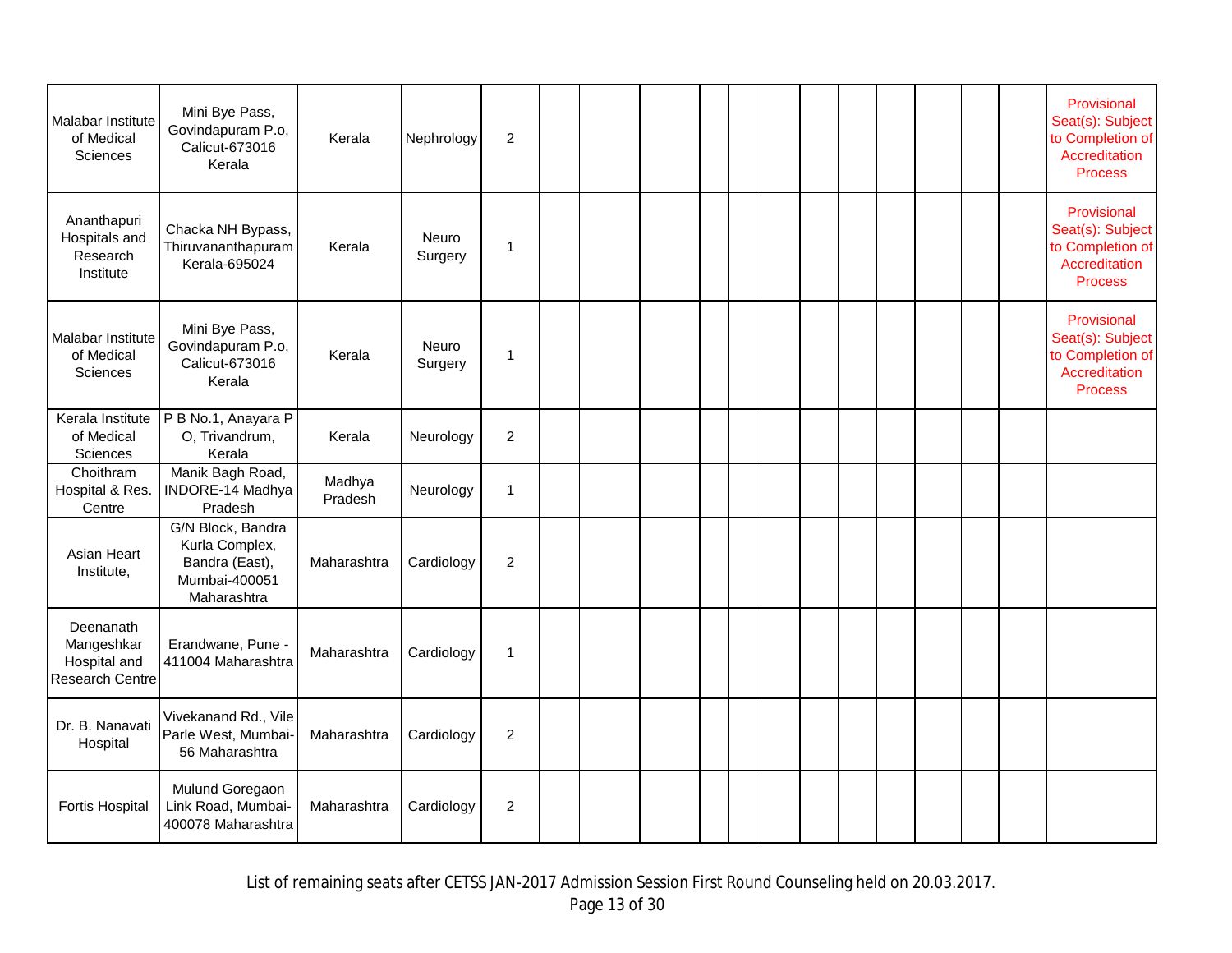| | | | | | | | | | | | | | | | | | |
|---|---|---|---|---|---|---|---|---|---|---|---|---|---|---|---|---|---|
| Malabar Institute of Medical Sciences | Mini Bye Pass, Govindapuram P.o, Calicut-673016 Kerala | Kerala | Nephrology | 2 | | | | | | | | | | | | | Provisional Seat(s): Subject to Completion of Accreditation Process |
| Ananthapuri Hospitals and Research Institute | Chacka NH Bypass, Thiruvananthapuram Kerala-695024 | Kerala | Neuro Surgery | 1 | | | | | | | | | | | | | Provisional Seat(s): Subject to Completion of Accreditation Process |
| Malabar Institute of Medical Sciences | Mini Bye Pass, Govindapuram P.o, Calicut-673016 Kerala | Kerala | Neuro Surgery | 1 | | | | | | | | | | | | | Provisional Seat(s): Subject to Completion of Accreditation Process |
| Kerala Institute of Medical Sciences | P B No.1, Anayara P O, Trivandrum, Kerala | Kerala | Neurology | 2 | | | | | | | | | | | | | |
| Choithram Hospital & Res. Centre | Manik Bagh Road, INDORE-14 Madhya Pradesh | Madhya Pradesh | Neurology | 1 | | | | | | | | | | | | | |
| Asian Heart Institute, | G/N Block, Bandra Kurla Complex, Bandra (East), Mumbai-400051 Maharashtra | Maharashtra | Cardiology | 2 | | | | | | | | | | | | | |
| Deenanath Mangeshkar Hospital and Research Centre | Erandwane, Pune - 411004 Maharashtra | Maharashtra | Cardiology | 1 | | | | | | | | | | | | | |
| Dr. B. Nanavati Hospital | Vivekanand Rd., Vile Parle West, Mumbai-56 Maharashtra | Maharashtra | Cardiology | 2 | | | | | | | | | | | | | |
| Fortis Hospital | Mulund Goregaon Link Road, Mumbai-400078 Maharashtra | Maharashtra | Cardiology | 2 | | | | | | | | | | | | | |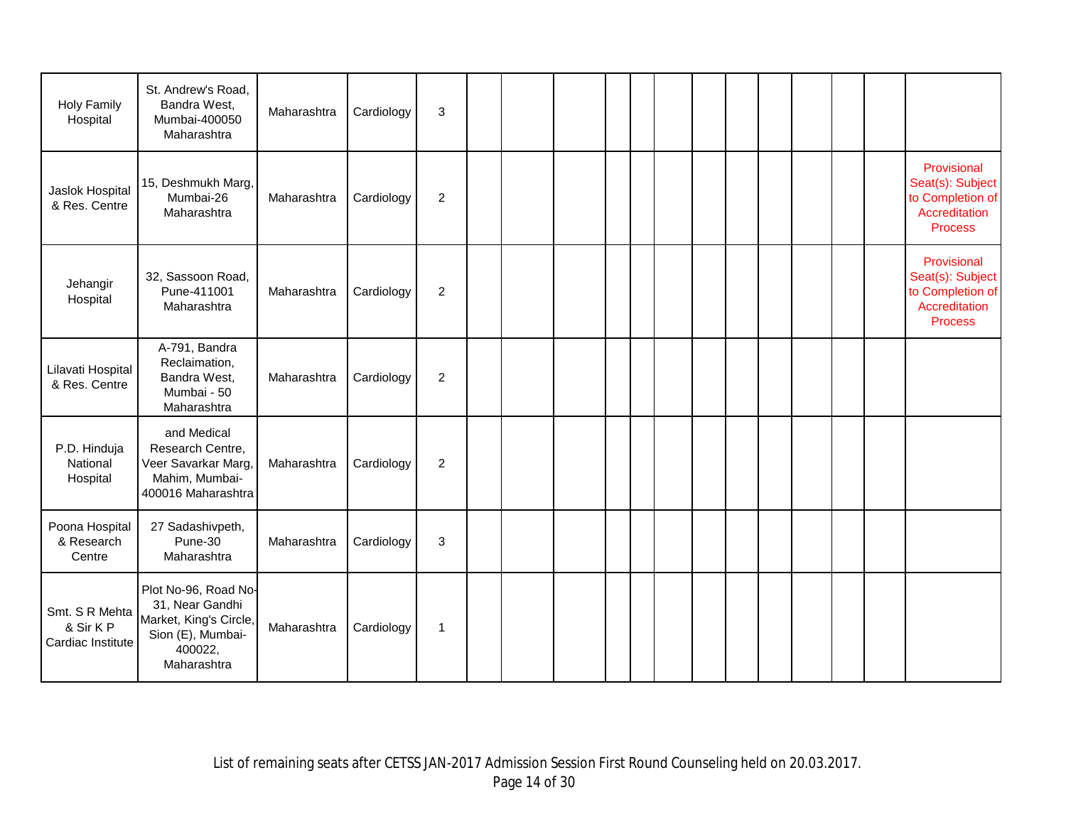| Holy Family Hospital | St. Andrew's Road, Bandra West, Mumbai-400050 Maharashtra | Maharashtra | Cardiology | 3 | | | | | | | | | | | | | |
|---|---|---|---|---|---|---|---|---|---|---|---|---|---|---|---|---|---|
| Jaslok Hospital & Res. Centre | 15, Deshmukh Marg, Mumbai-26 Maharashtra | Maharashtra | Cardiology | 2 | | | | | | | | | | | | | Provisional Seat(s): Subject to Completion of Accreditation Process |
| Jehangir Hospital | 32, Sassoon Road, Pune-411001 Maharashtra | Maharashtra | Cardiology | 2 | | | | | | | | | | | | | Provisional Seat(s): Subject to Completion of Accreditation Process |
| Lilavati Hospital & Res. Centre | A-791, Bandra Reclaimation, Bandra West, Mumbai - 50 Maharashtra | Maharashtra | Cardiology | 2 | | | | | | | | | | | | | |
| P.D. Hinduja National Hospital | and Medical Research Centre, Veer Savarkar Marg, Mahim, Mumbai-400016 Maharashtra | Maharashtra | Cardiology | 2 | | | | | | | | | | | | | |
| Poona Hospital & Research Centre | 27 Sadashivpeth, Pune-30 Maharashtra | Maharashtra | Cardiology | 3 | | | | | | | | | | | | | |
| Smt. S R Mehta & Sir K P Cardiac Institute | Plot No-96, Road No-31, Near Gandhi Market, King's Circle, Sion (E), Mumbai-400022, Maharashtra | Maharashtra | Cardiology | 1 | | | | | | | | | | | | | |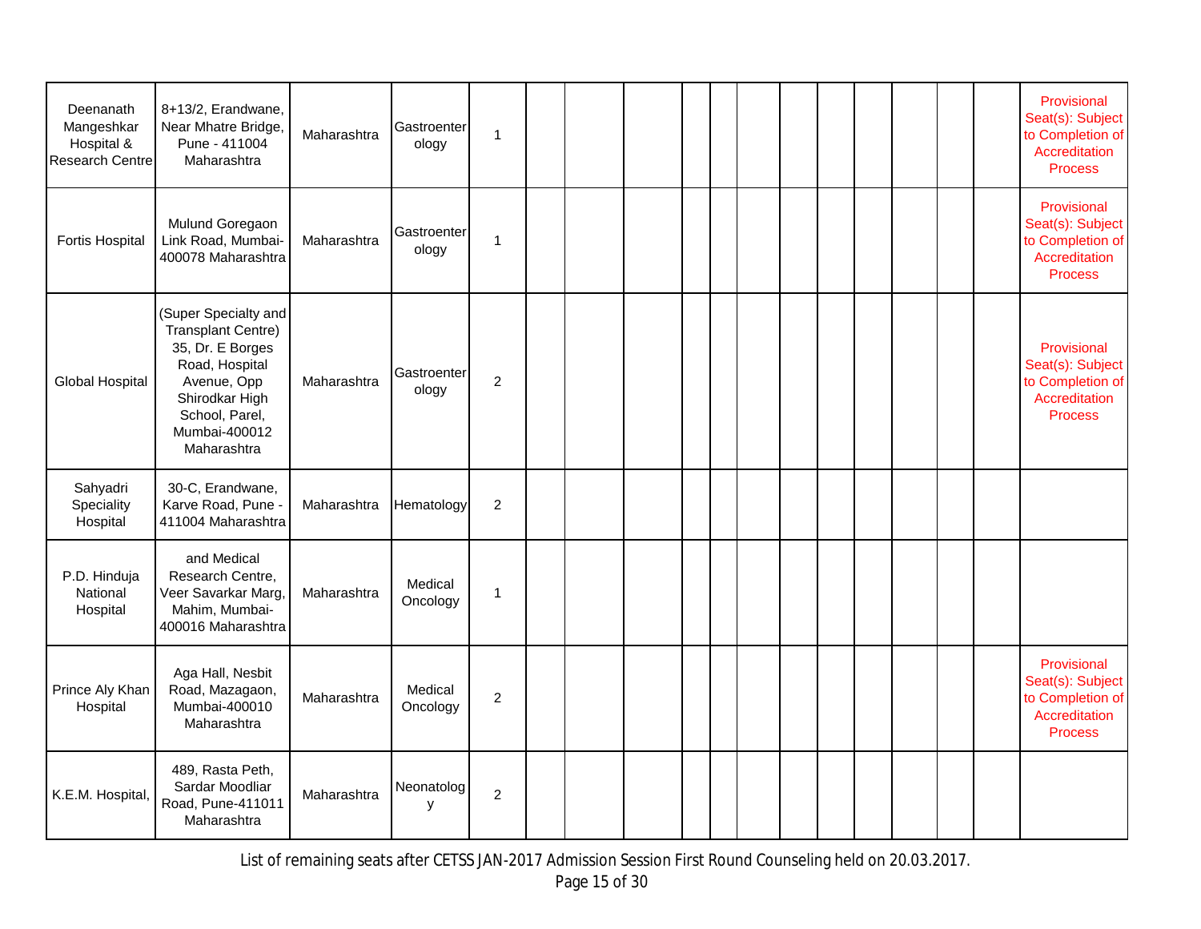| | | | | | | | | | | | | | | | | | |
|---|---|---|---|---|---|---|---|---|---|---|---|---|---|---|---|---|---|
| Deenanath Mangeshkar Hospital & Research Centre | 8+13/2, Erandwane, Near Mhatre Bridge, Pune - 411004 Maharashtra | Maharashtra | Gastroenterology | 1 | | | | | | | | | | | | | Provisional Seat(s): Subject to Completion of Accreditation Process |
| Fortis Hospital | Mulund Goregaon Link Road, Mumbai-400078 Maharashtra | Maharashtra | Gastroenterology | 1 | | | | | | | | | | | | | Provisional Seat(s): Subject to Completion of Accreditation Process |
| Global Hospital | (Super Specialty and Transplant Centre) 35, Dr. E Borges Road, Hospital Avenue, Opp Shirodkar High School, Parel, Mumbai-400012 Maharashtra | Maharashtra | Gastroenterology | 2 | | | | | | | | | | | | | Provisional Seat(s): Subject to Completion of Accreditation Process |
| Sahyadri Speciality Hospital | 30-C, Erandwane, Karve Road, Pune - 411004 Maharashtra | Maharashtra | Hematology | 2 | | | | | | | | | | | | | |
| P.D. Hinduja National Hospital | and Medical Research Centre, Veer Savarkar Marg, Mahim, Mumbai-400016 Maharashtra | Maharashtra | Medical Oncology | 1 | | | | | | | | | | | | | |
| Prince Aly Khan Hospital | Aga Hall, Nesbit Road, Mazagaon, Mumbai-400010 Maharashtra | Maharashtra | Medical Oncology | 2 | | | | | | | | | | | | | Provisional Seat(s): Subject to Completion of Accreditation Process |
| K.E.M. Hospital, | 489, Rasta Peth, Sardar Moodliar Road, Pune-411011 Maharashtra | Maharashtra | Neonatology | 2 | | | | | | | | | | | | | |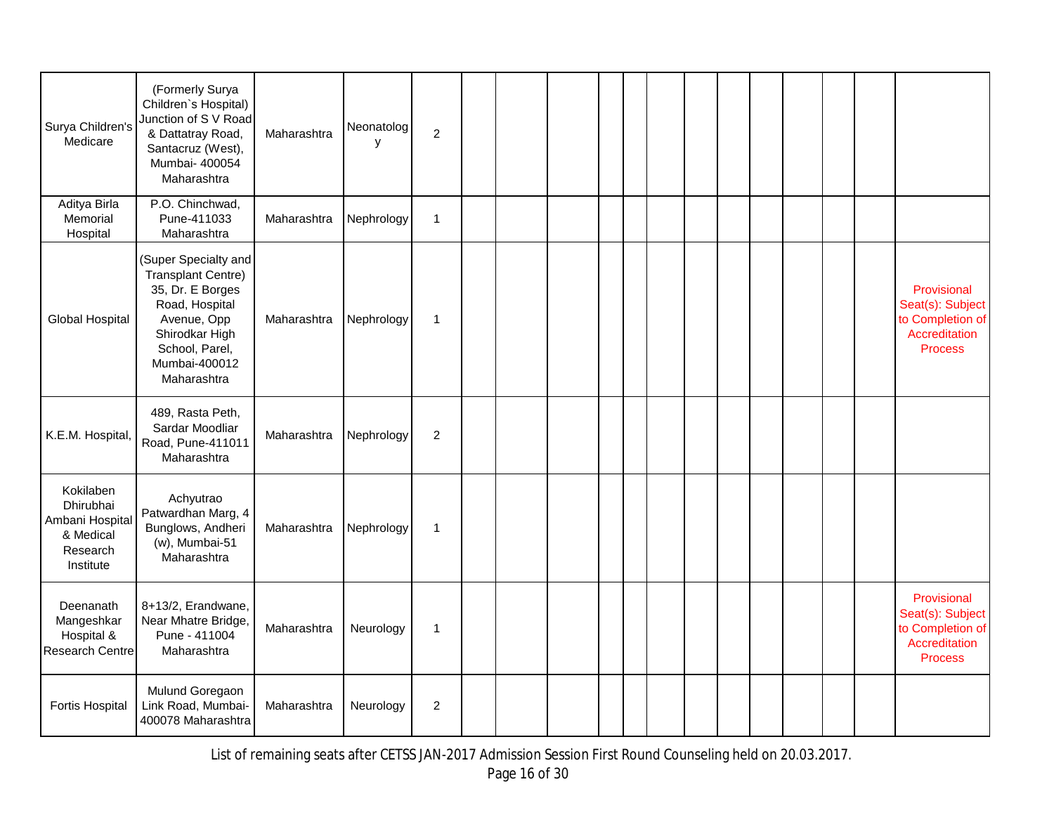| | | | | | | | | | | | | | | | | | |
|---|---|---|---|---|---|---|---|---|---|---|---|---|---|---|---|---|---|
| Surya Children's Medicare | (Formerly Surya Children`s Hospital) Junction of S V Road & Dattatray Road, Santacruz (West), Mumbai- 400054 Maharashtra | Maharashtra | Neonatology | 2 | | | | | | | | | | | | | |
| Aditya Birla Memorial Hospital | P.O. Chinchwad, Pune-411033 Maharashtra | Maharashtra | Nephrology | 1 | | | | | | | | | | | | | |
| Global Hospital | (Super Specialty and Transplant Centre) 35, Dr. E Borges Road, Hospital Avenue, Opp Shirodkar High School, Parel, Mumbai-400012 Maharashtra | Maharashtra | Nephrology | 1 | | | | | | | | | | | | | Provisional Seat(s): Subject to Completion of Accreditation Process |
| K.E.M. Hospital, | 489, Rasta Peth, Sardar Moodliar Road, Pune-411011 Maharashtra | Maharashtra | Nephrology | 2 | | | | | | | | | | | | | |
| Kokilaben Dhirubhai Ambani Hospital & Medical Research Institute | Achyutrao Patwardhan Marg, 4 Bunglows, Andheri (w), Mumbai-51 Maharashtra | Maharashtra | Nephrology | 1 | | | | | | | | | | | | | |
| Deenanath Mangeshkar Hospital & Research Centre | 8+13/2, Erandwane, Near Mhatre Bridge, Pune - 411004 Maharashtra | Maharashtra | Neurology | 1 | | | | | | | | | | | | | Provisional Seat(s): Subject to Completion of Accreditation Process |
| Fortis Hospital | Mulund Goregaon Link Road, Mumbai-400078 Maharashtra | Maharashtra | Neurology | 2 | | | | | | | | | | | | | |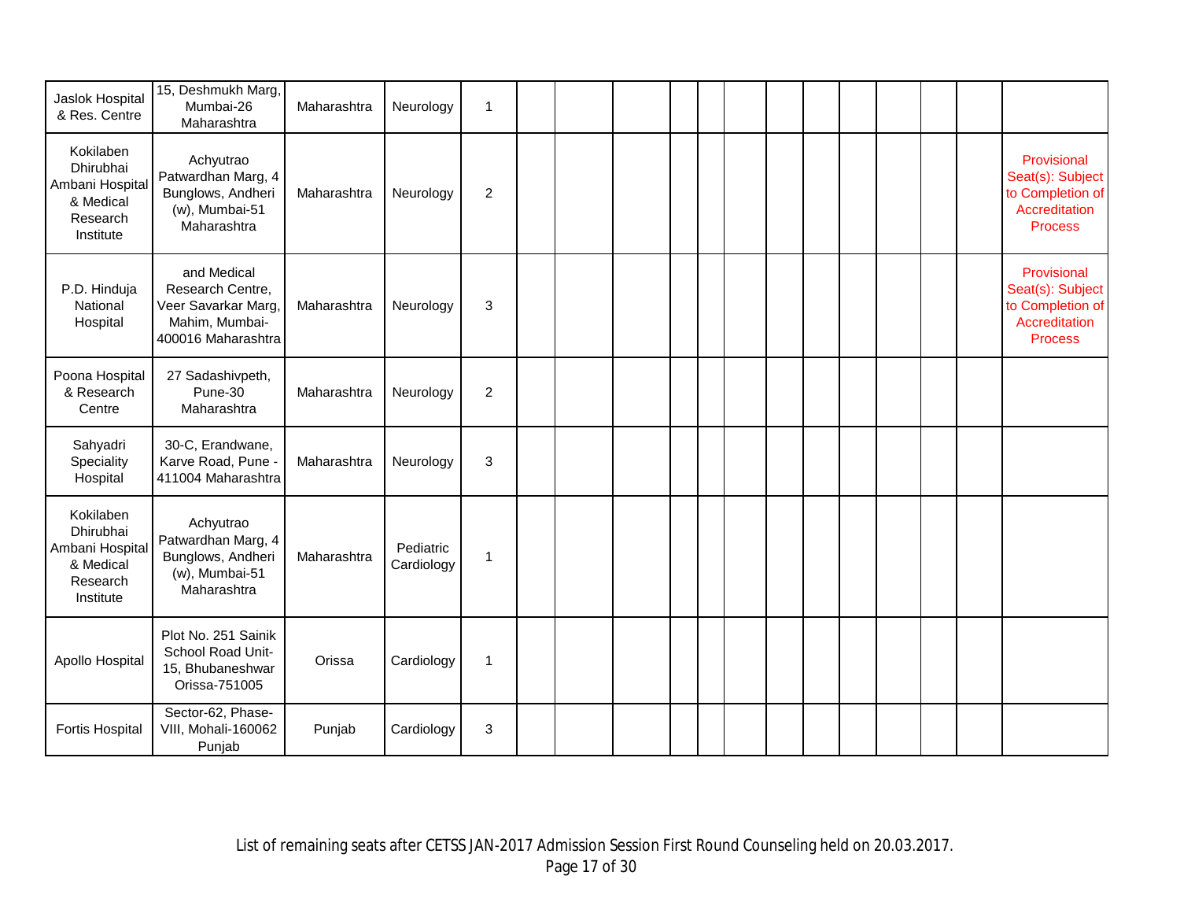| | | | | | | | | | | | | | | | | | |
|---|---|---|---|---|---|---|---|---|---|---|---|---|---|---|---|---|---|
| Jaslok Hospital & Res. Centre | 15, Deshmukh Marg, Mumbai-26 Maharashtra | Maharashtra | Neurology | 1 | | | | | | | | | | | | | |
| Kokilaben Dhirubhai Ambani Hospital & Medical Research Institute | Achyutrao Patwardhan Marg, 4 Bunglows, Andheri (w), Mumbai-51 Maharashtra | Maharashtra | Neurology | 2 | | | | | | | | | | | | | Provisional Seat(s): Subject to Completion of Accreditation Process |
| P.D. Hinduja National Hospital | and Medical Research Centre, Veer Savarkar Marg, Mahim, Mumbai-400016 Maharashtra | Maharashtra | Neurology | 3 | | | | | | | | | | | | | Provisional Seat(s): Subject to Completion of Accreditation Process |
| Poona Hospital & Research Centre | 27 Sadashivpeth, Pune-30 Maharashtra | Maharashtra | Neurology | 2 | | | | | | | | | | | | | |
| Sahyadri Speciality Hospital | 30-C, Erandwane, Karve Road, Pune - 411004 Maharashtra | Maharashtra | Neurology | 3 | | | | | | | | | | | | | |
| Kokilaben Dhirubhai Ambani Hospital & Medical Research Institute | Achyutrao Patwardhan Marg, 4 Bunglows, Andheri (w), Mumbai-51 Maharashtra | Maharashtra | Pediatric Cardiology | 1 | | | | | | | | | | | | | |
| Apollo Hospital | Plot No. 251 Sainik School Road Unit-15, Bhubaneshwar Orissa-751005 | Orissa | Cardiology | 1 | | | | | | | | | | | | | |
| Fortis Hospital | Sector-62, Phase-VIII, Mohali-160062 Punjab | Punjab | Cardiology | 3 | | | | | | | | | | | | | |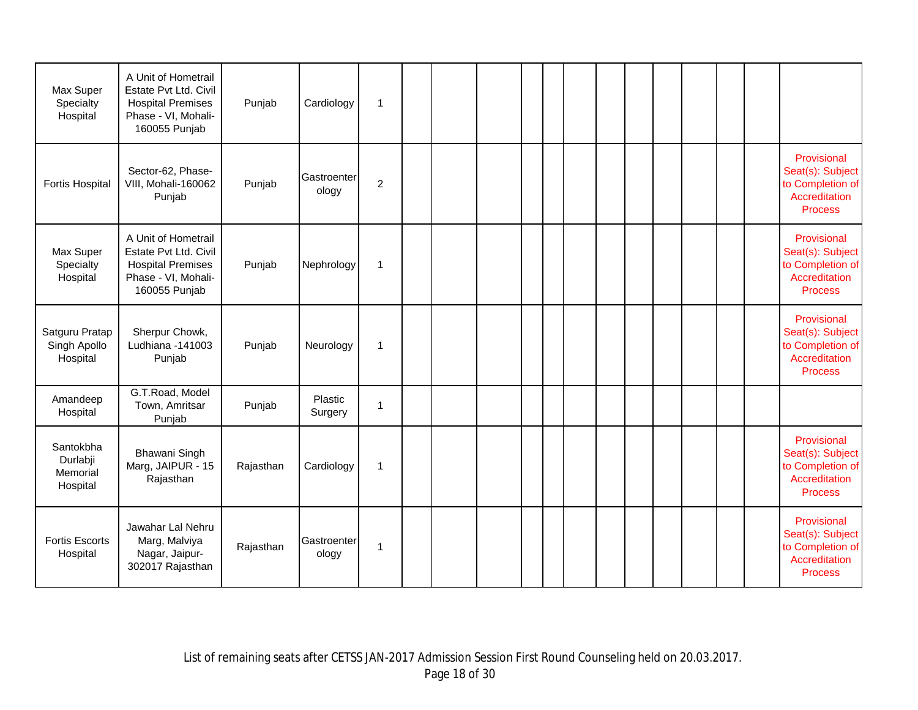| | | | | | | | | | | | | | | | | | |
|---|---|---|---|---|---|---|---|---|---|---|---|---|---|---|---|---|---|
| Max Super Specialty Hospital | A Unit of Hometrail Estate Pvt Ltd. Civil Hospital Premises Phase - VI, Mohali-160055 Punjab | Punjab | Cardiology | 1 | | | | | | | | | | | | | |
| Fortis Hospital | Sector-62, Phase-VIII, Mohali-160062 Punjab | Punjab | Gastroenterology | 2 | | | | | | | | | | | | | Provisional Seat(s): Subject to Completion of Accreditation Process |
| Max Super Specialty Hospital | A Unit of Hometrail Estate Pvt Ltd. Civil Hospital Premises Phase - VI, Mohali-160055 Punjab | Punjab | Nephrology | 1 | | | | | | | | | | | | | Provisional Seat(s): Subject to Completion of Accreditation Process |
| Satguru Pratap Singh Apollo Hospital | Sherpur Chowk, Ludhiana -141003 Punjab | Punjab | Neurology | 1 | | | | | | | | | | | | | Provisional Seat(s): Subject to Completion of Accreditation Process |
| Amandeep Hospital | G.T.Road, Model Town, Amritsar Punjab | Punjab | Plastic Surgery | 1 | | | | | | | | | | | | | |
| Santokbha Durlabji Memorial Hospital | Bhawani Singh Marg, JAIPUR - 15 Rajasthan | Rajasthan | Cardiology | 1 | | | | | | | | | | | | | Provisional Seat(s): Subject to Completion of Accreditation Process |
| Fortis Escorts Hospital | Jawahar Lal Nehru Marg, Malviya Nagar, Jaipur-302017 Rajasthan | Rajasthan | Gastroenterology | 1 | | | | | | | | | | | | | Provisional Seat(s): Subject to Completion of Accreditation Process |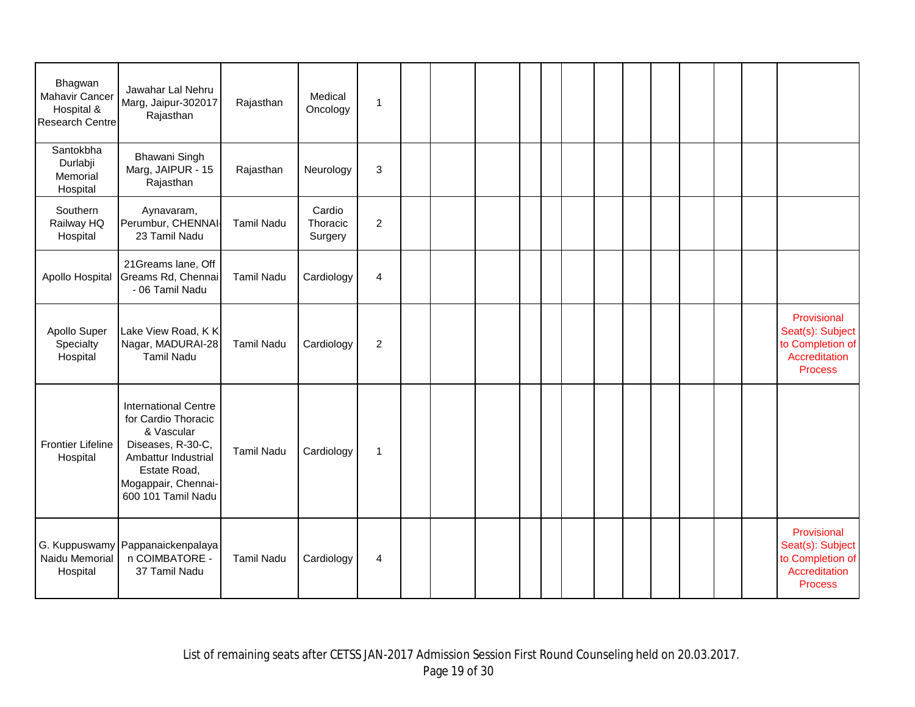| | | | | | | | | | | | | | | | | | |
|---|---|---|---|---|---|---|---|---|---|---|---|---|---|---|---|---|---|
| Bhagwan Mahavir Cancer Hospital & Research Centre | Jawahar Lal Nehru Marg, Jaipur-302017 Rajasthan | Rajasthan | Medical Oncology | 1 | | | | | | | | | | | | | |
| Santokbha Durlabji Memorial Hospital | Bhawani Singh Marg, JAIPUR - 15 Rajasthan | Rajasthan | Neurology | 3 | | | | | | | | | | | | | |
| Southern Railway HQ Hospital | Aynavaram, Perumbur, CHENNAI-23 Tamil Nadu | Tamil Nadu | Cardio Thoracic Surgery | 2 | | | | | | | | | | | | | |
| Apollo Hospital | 21Greams lane, Off Greams Rd, Chennai - 06 Tamil Nadu | Tamil Nadu | Cardiology | 4 | | | | | | | | | | | | | |
| Apollo Super Specialty Hospital | Lake View Road, K K Nagar, MADURAI-28 Tamil Nadu | Tamil Nadu | Cardiology | 2 | | | | | | | | | | | | | Provisional Seat(s): Subject to Completion of Accreditation Process |
| Frontier Lifeline Hospital | International Centre for Cardio Thoracic & Vascular Diseases, R-30-C, Ambattur Industrial Estate Road, Mogappair, Chennai-600 101 Tamil Nadu | Tamil Nadu | Cardiology | 1 | | | | | | | | | | | | | |
| G. Kuppuswamy Naidu Memorial Hospital | Pappanaickenpalayan COIMBATORE - 37 Tamil Nadu | Tamil Nadu | Cardiology | 4 | | | | | | | | | | | | | Provisional Seat(s): Subject to Completion of Accreditation Process |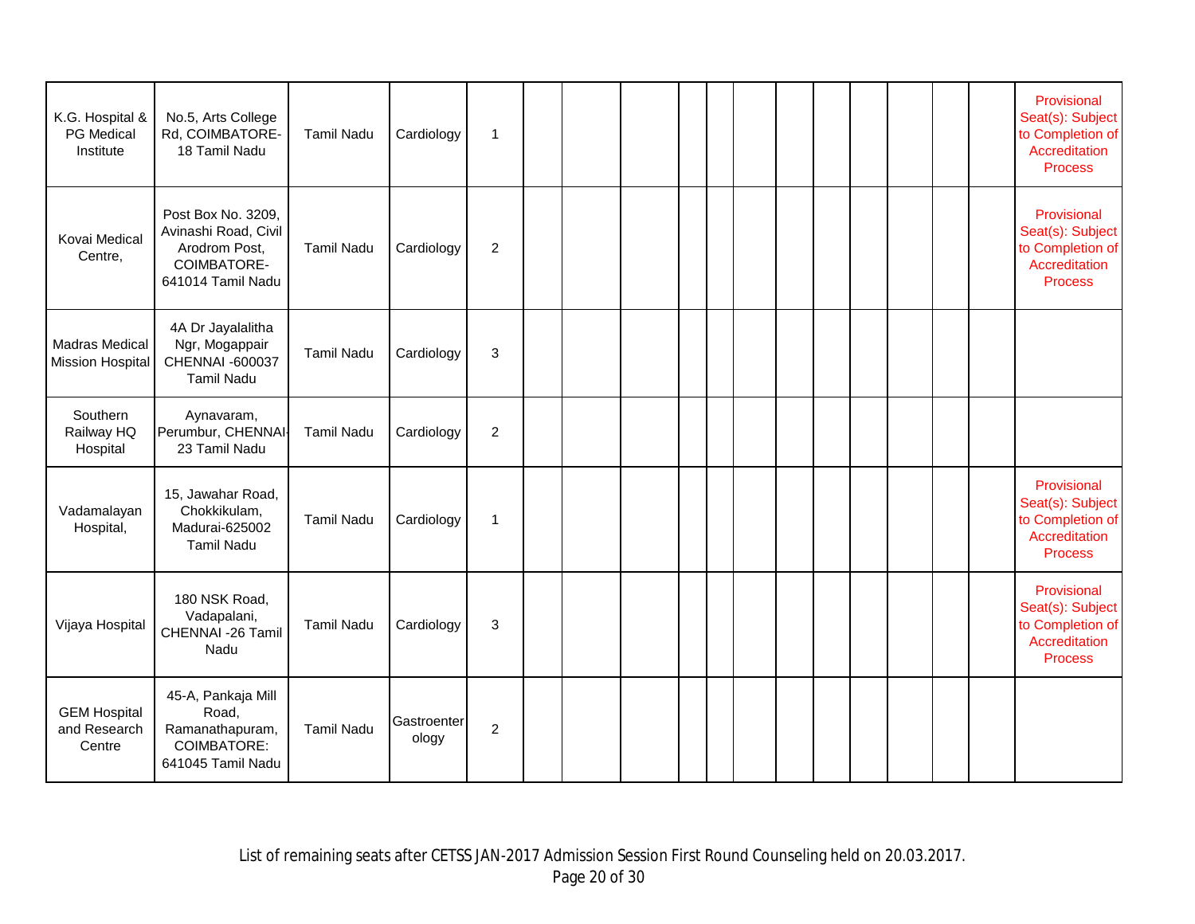| | | | | | | | | | | | | | | | | | |
|---|---|---|---|---|---|---|---|---|---|---|---|---|---|---|---|---|---|
| K.G. Hospital & PG Medical Institute | No.5, Arts College Rd, COIMBATORE-18 Tamil Nadu | Tamil Nadu | Cardiology | 1 | | | | | | | | | | | | | Provisional Seat(s): Subject to Completion of Accreditation Process |
| Kovai Medical Centre, | Post Box No. 3209, Avinashi Road, Civil Arodrom Post, COIMBATORE-641014 Tamil Nadu | Tamil Nadu | Cardiology | 2 | | | | | | | | | | | | | Provisional Seat(s): Subject to Completion of Accreditation Process |
| Madras Medical Mission Hospital | 4A Dr Jayalalitha Ngr, Mogappair CHENNAI -600037 Tamil Nadu | Tamil Nadu | Cardiology | 3 | | | | | | | | | | | | | |
| Southern Railway HQ Hospital | Aynavaram, Perumbur, CHENNAI-23 Tamil Nadu | Tamil Nadu | Cardiology | 2 | | | | | | | | | | | | | |
| Vadamalayan Hospital, | 15, Jawahar Road, Chokkikulam, Madurai-625002 Tamil Nadu | Tamil Nadu | Cardiology | 1 | | | | | | | | | | | | | Provisional Seat(s): Subject to Completion of Accreditation Process |
| Vijaya Hospital | 180 NSK Road, Vadapalani, CHENNAI -26 Tamil Nadu | Tamil Nadu | Cardiology | 3 | | | | | | | | | | | | | Provisional Seat(s): Subject to Completion of Accreditation Process |
| GEM Hospital and Research Centre | 45-A, Pankaja Mill Road, Ramanathapuram, COIMBATORE: 641045 Tamil Nadu | Tamil Nadu | Gastroenterology | 2 | | | | | | | | | | | | | |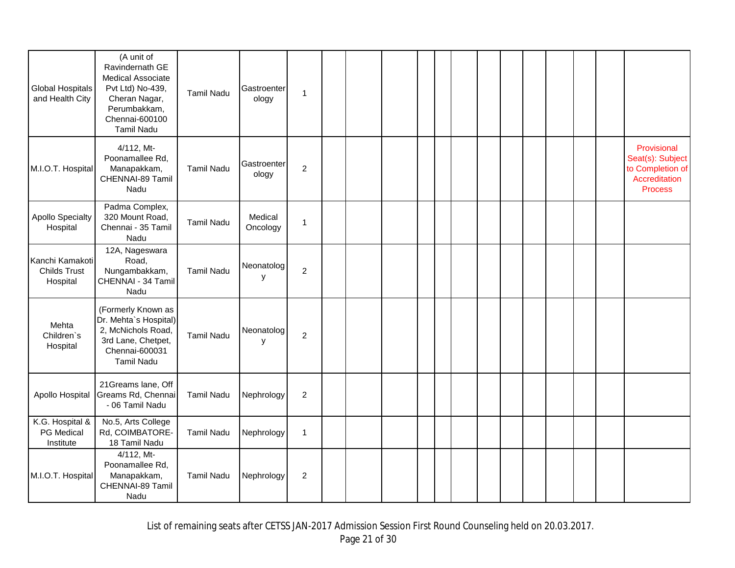| | | | | | | | | | | | | | | | | | |
|---|---|---|---|---|---|---|---|---|---|---|---|---|---|---|---|---|---|
| Global Hospitals and Health City | (A unit of Ravindernath GE Medical Associate Pvt Ltd) No-439, Cheran Nagar, Perumbakkam, Chennai-600100 Tamil Nadu | Tamil Nadu | Gastroenterology | 1 | | | | | | | | | | | | | |
| M.I.O.T. Hospital | 4/112, Mt-Poonamallee Rd, Manapakkam, CHENNAI-89 Tamil Nadu | Tamil Nadu | Gastroenterology | 2 | | | | | | | | | | | | | Provisional Seat(s): Subject to Completion of Accreditation Process |
| Apollo Specialty Hospital | Padma Complex, 320 Mount Road, Chennai - 35 Tamil Nadu | Tamil Nadu | Medical Oncology | 1 | | | | | | | | | | | | | |
| Kanchi Kamakoti Childs Trust Hospital | 12A, Nageswara Road, Nungambakkam, CHENNAI - 34 Tamil Nadu | Tamil Nadu | Neonatology | 2 | | | | | | | | | | | | | |
| Mehta Children`s Hospital | (Formerly Known as Dr. Mehta`s Hospital) 2, McNichols Road, 3rd Lane, Chetpet, Chennai-600031 Tamil Nadu | Tamil Nadu | Neonatology | 2 | | | | | | | | | | | | | |
| Apollo Hospital | 21Greams lane, Off Greams Rd, Chennai - 06 Tamil Nadu | Tamil Nadu | Nephrology | 2 | | | | | | | | | | | | | |
| K.G. Hospital & PG Medical Institute | No.5, Arts College Rd, COIMBATORE-18 Tamil Nadu | Tamil Nadu | Nephrology | 1 | | | | | | | | | | | | | |
| M.I.O.T. Hospital | 4/112, Mt-Poonamallee Rd, Manapakkam, CHENNAI-89 Tamil Nadu | Tamil Nadu | Nephrology | 2 | | | | | | | | | | | | | |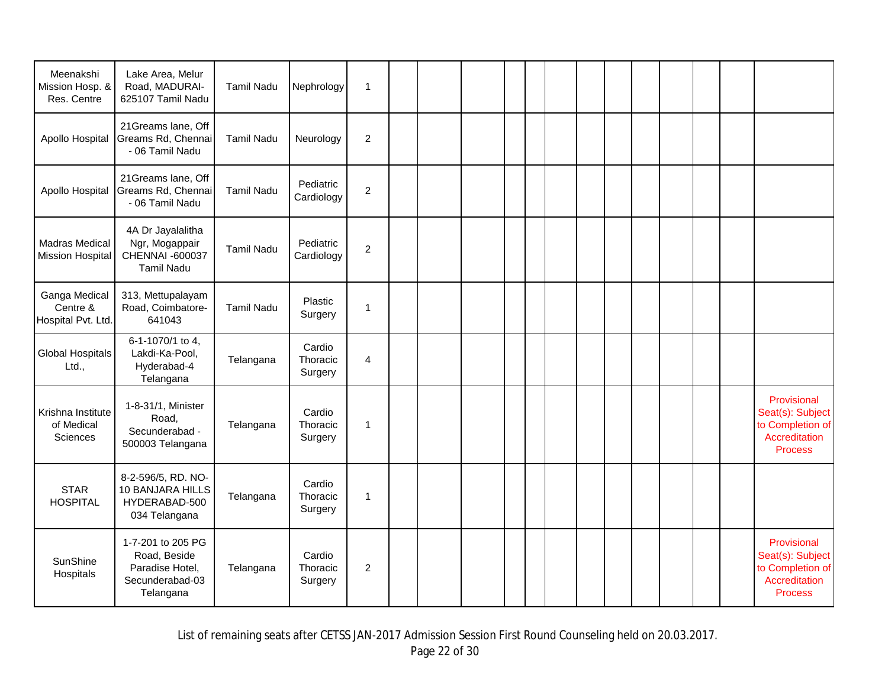| | | | | | | | | | | | | | | | | | |
|---|---|---|---|---|---|---|---|---|---|---|---|---|---|---|---|---|---|
| Meenakshi Mission Hosp. & Res. Centre | Lake Area, Melur Road, MADURAI-625107 Tamil Nadu | Tamil Nadu | Nephrology | 1 | | | | | | | | | | | | | |
| Apollo Hospital | 21Greams lane, Off Greams Rd, Chennai - 06 Tamil Nadu | Tamil Nadu | Neurology | 2 | | | | | | | | | | | | | |
| Apollo Hospital | 21Greams lane, Off Greams Rd, Chennai - 06 Tamil Nadu | Tamil Nadu | Pediatric Cardiology | 2 | | | | | | | | | | | | | |
| Madras Medical Mission Hospital | 4A Dr Jayalalitha Ngr, Mogappair CHENNAI -600037 Tamil Nadu | Tamil Nadu | Pediatric Cardiology | 2 | | | | | | | | | | | | | |
| Ganga Medical Centre & Hospital Pvt. Ltd. | 313, Mettupalayam Road, Coimbatore-641043 | Tamil Nadu | Plastic Surgery | 1 | | | | | | | | | | | | | |
| Global Hospitals Ltd., | 6-1-1070/1 to 4, Lakdi-Ka-Pool, Hyderabad-4 Telangana | Telangana | Cardio Thoracic Surgery | 4 | | | | | | | | | | | | | |
| Krishna Institute of Medical Sciences | 1-8-31/1, Minister Road, Secunderabad - 500003 Telangana | Telangana | Cardio Thoracic Surgery | 1 | | | | | | | | | | | | | Provisional Seat(s): Subject to Completion of Accreditation Process |
| STAR HOSPITAL | 8-2-596/5, RD. NO-10 BANJARA HILLS HYDERABAD-500 034 Telangana | Telangana | Cardio Thoracic Surgery | 1 | | | | | | | | | | | | | |
| SunShine Hospitals | 1-7-201 to 205 PG Road, Beside Paradise Hotel, Secunderabad-03 Telangana | Telangana | Cardio Thoracic Surgery | 2 | | | | | | | | | | | | | Provisional Seat(s): Subject to Completion of Accreditation Process |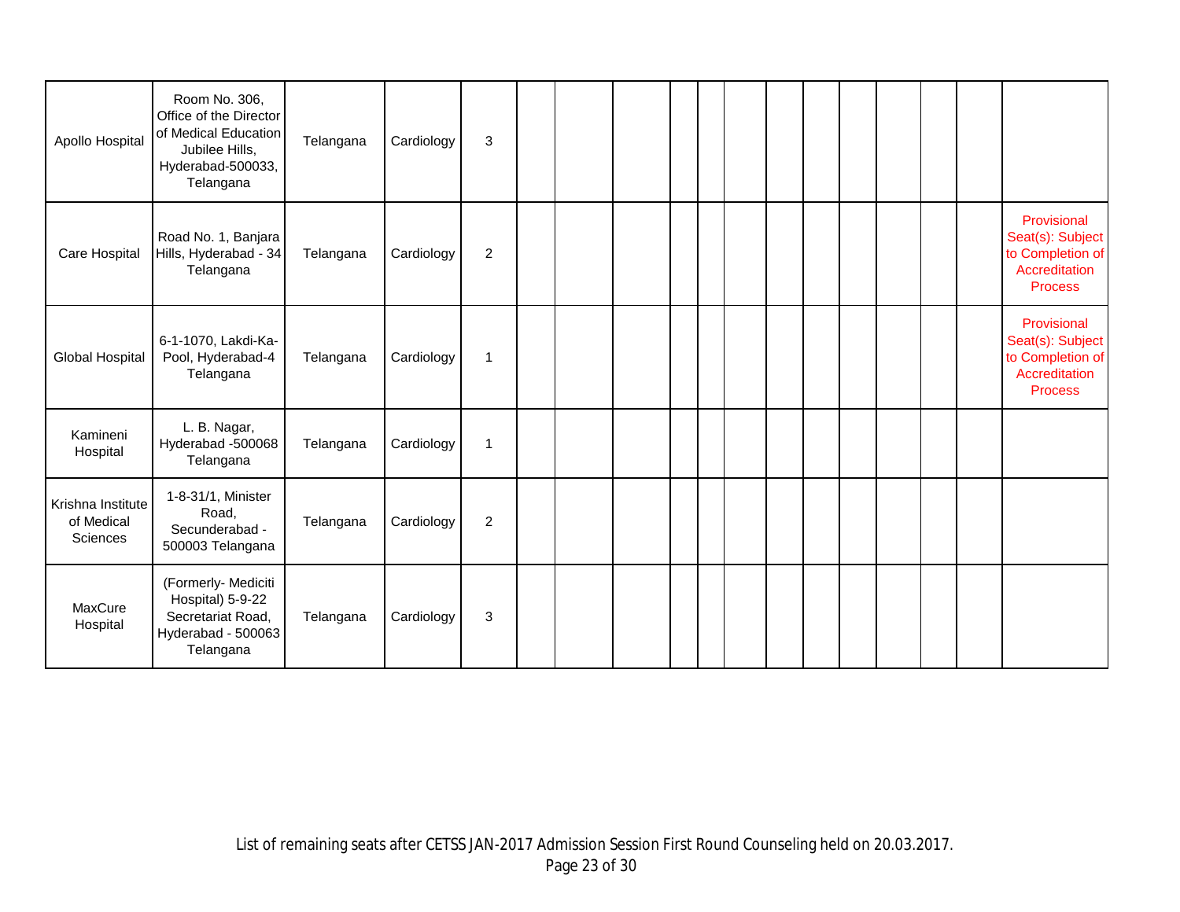| | | | | | | | | | | | | | | | | | |
|---|---|---|---|---|---|---|---|---|---|---|---|---|---|---|---|---|---|
| Apollo Hospital | Room No. 306, Office of the Director of Medical Education Jubilee Hills, Hyderabad-500033, Telangana | Telangana | Cardiology | 3 | | | | | | | | | | | | | |
| Care Hospital | Road No. 1, Banjara Hills, Hyderabad - 34 Telangana | Telangana | Cardiology | 2 | | | | | | | | | | | | | Provisional Seat(s): Subject to Completion of Accreditation Process |
| Global Hospital | 6-1-1070, Lakdi-Ka-Pool, Hyderabad-4 Telangana | Telangana | Cardiology | 1 | | | | | | | | | | | | | Provisional Seat(s): Subject to Completion of Accreditation Process |
| Kamineni Hospital | L. B. Nagar, Hyderabad -500068 Telangana | Telangana | Cardiology | 1 | | | | | | | | | | | | | |
| Krishna Institute of Medical Sciences | 1-8-31/1, Minister Road, Secunderabad - 500003 Telangana | Telangana | Cardiology | 2 | | | | | | | | | | | | | |
| MaxCure Hospital | (Formerly- Mediciti Hospital) 5-9-22 Secretariat Road, Hyderabad - 500063 Telangana | Telangana | Cardiology | 3 | | | | | | | | | | | | | |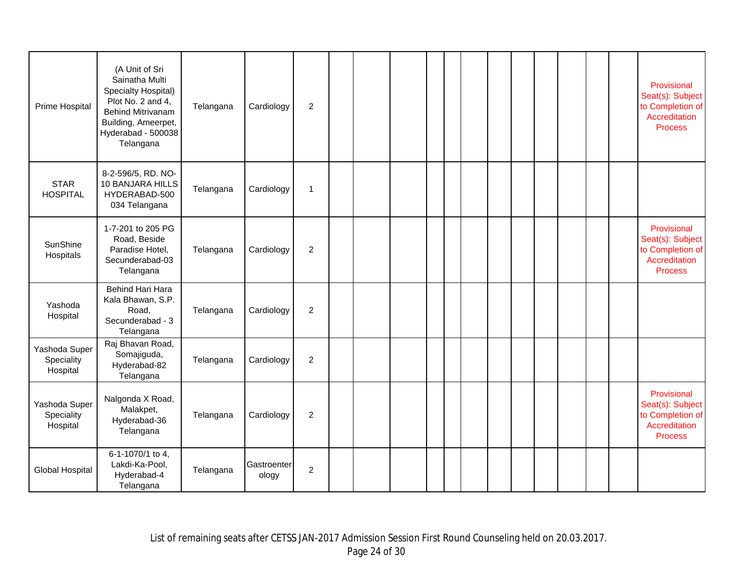| | | | | | | | | | | | | | | | | | |
|---|---|---|---|---|---|---|---|---|---|---|---|---|---|---|---|---|---|
| Prime Hospital | (A Unit of Sri Sainatha Multi Specialty Hospital) Plot No. 2 and 4, Behind Mitrivanam Building, Ameerpet, Hyderabad - 500038 Telangana | Telangana | Cardiology | 2 | | | | | | | | | | | | | Provisional Seat(s): Subject to Completion of Accreditation Process |
| STAR HOSPITAL | 8-2-596/5, RD. NO-10 BANJARA HILLS HYDERABAD-500 034 Telangana | Telangana | Cardiology | 1 | | | | | | | | | | | | | |
| SunShine Hospitals | 1-7-201 to 205 PG Road, Beside Paradise Hotel, Secunderabad-03 Telangana | Telangana | Cardiology | 2 | | | | | | | | | | | | | Provisional Seat(s): Subject to Completion of Accreditation Process |
| Yashoda Hospital | Behind Hari Hara Kala Bhawan, S.P. Road, Secunderabad - 3 Telangana | Telangana | Cardiology | 2 | | | | | | | | | | | | | |
| Yashoda Super Speciality Hospital | Raj Bhavan Road, Somajiguda, Hyderabad-82 Telangana | Telangana | Cardiology | 2 | | | | | | | | | | | | | |
| Yashoda Super Speciality Hospital | Nalgonda X Road, Malakpet, Hyderabad-36 Telangana | Telangana | Cardiology | 2 | | | | | | | | | | | | | Provisional Seat(s): Subject to Completion of Accreditation Process |
| Global Hospital | 6-1-1070/1 to 4, Lakdi-Ka-Pool, Hyderabad-4 Telangana | Telangana | Gastroenterology | 2 | | | | | | | | | | | | | |

List of remaining seats after CETSS JAN-2017 Admission Session First Round Counseling held on 20.03.2017.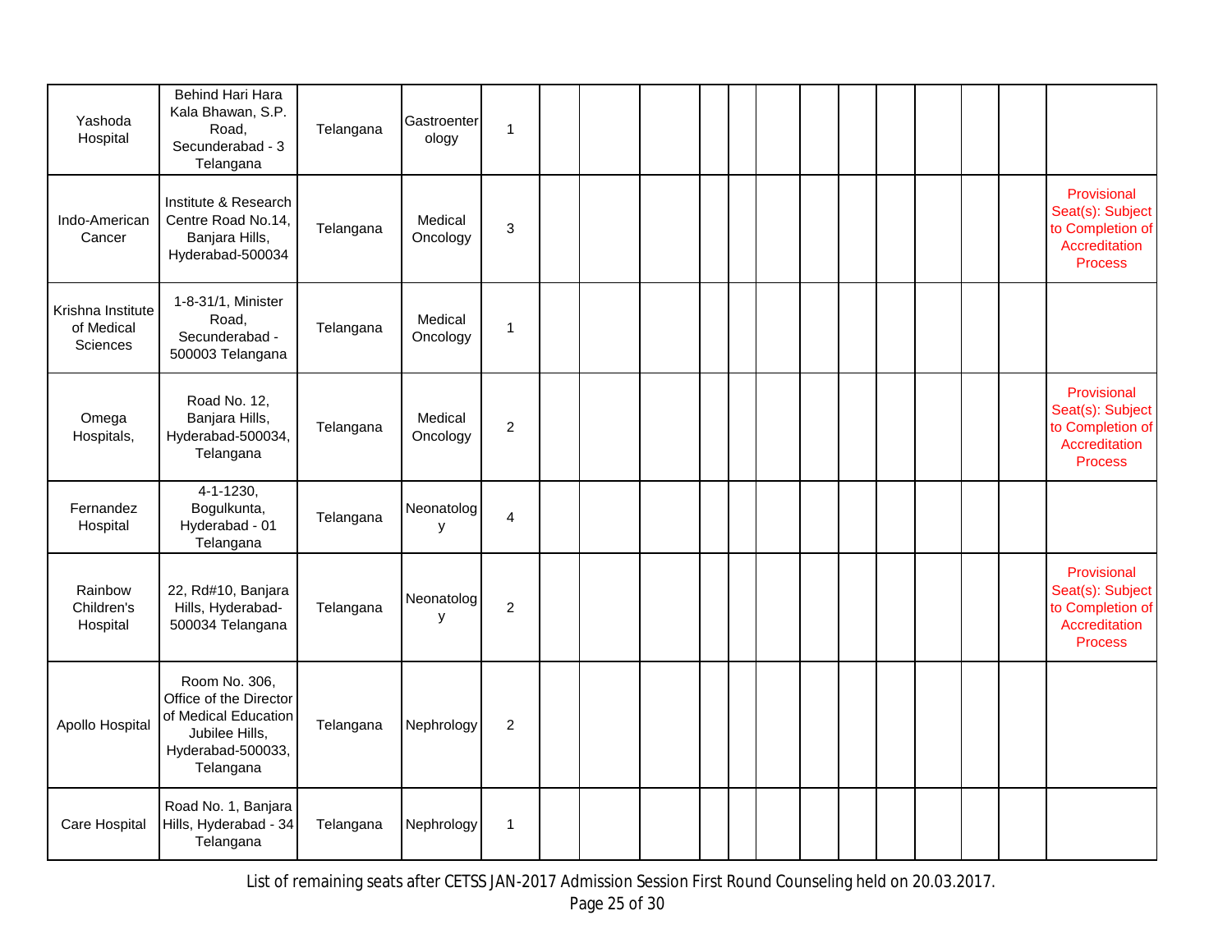| | | | | | | | | | | | | | | | | | |
|---|---|---|---|---|---|---|---|---|---|---|---|---|---|---|---|---|---|
| Yashoda Hospital | Behind Hari Hara Kala Bhawan, S.P. Road, Secunderabad - 3 Telangana | Telangana | Gastroenterology | 1 | | | | | | | | | | | | | |
| Indo-American Cancer | Institute & Research Centre Road No.14, Banjara Hills, Hyderabad-500034 | Telangana | Medical Oncology | 3 | | | | | | | | | | | | | Provisional Seat(s): Subject to Completion of Accreditation Process |
| Krishna Institute of Medical Sciences | 1-8-31/1, Minister Road, Secunderabad - 500003 Telangana | Telangana | Medical Oncology | 1 | | | | | | | | | | | | | |
| Omega Hospitals, | Road No. 12, Banjara Hills, Hyderabad-500034, Telangana | Telangana | Medical Oncology | 2 | | | | | | | | | | | | | Provisional Seat(s): Subject to Completion of Accreditation Process |
| Fernandez Hospital | 4-1-1230, Bogulkunta, Hyderabad - 01 Telangana | Telangana | Neonatology | 4 | | | | | | | | | | | | | |
| Rainbow Children's Hospital | 22, Rd#10, Banjara Hills, Hyderabad-500034 Telangana | Telangana | Neonatology | 2 | | | | | | | | | | | | | Provisional Seat(s): Subject to Completion of Accreditation Process |
| Apollo Hospital | Room No. 306, Office of the Director of Medical Education Jubilee Hills, Hyderabad-500033, Telangana | Telangana | Nephrology | 2 | | | | | | | | | | | | | |
| Care Hospital | Road No. 1, Banjara Hills, Hyderabad - 34 Telangana | Telangana | Nephrology | 1 | | | | | | | | | | | | | |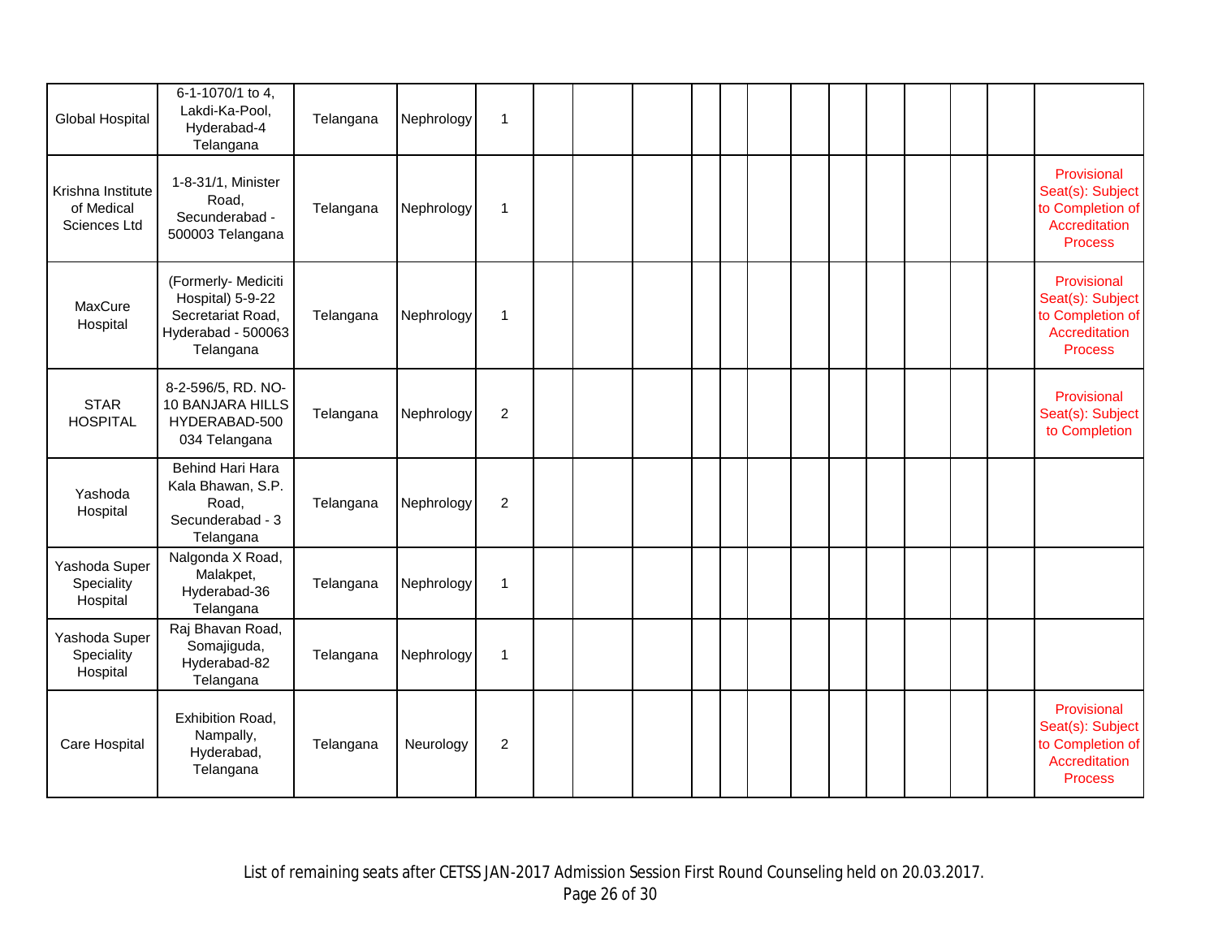| | | | | | | | | | | | | | | | | | |
|---|---|---|---|---|---|---|---|---|---|---|---|---|---|---|---|---|---|
| Global Hospital | 6-1-1070/1 to 4, Lakdi-Ka-Pool, Hyderabad-4 Telangana | Telangana | Nephrology | 1 | | | | | | | | | | | | | |
| Krishna Institute of Medical Sciences Ltd | 1-8-31/1, Minister Road, Secunderabad - 500003 Telangana | Telangana | Nephrology | 1 | | | | | | | | | | | | | Provisional Seat(s): Subject to Completion of Accreditation Process |
| MaxCure Hospital | (Formerly- Mediciti Hospital) 5-9-22 Secretariat Road, Hyderabad - 500063 Telangana | Telangana | Nephrology | 1 | | | | | | | | | | | | | Provisional Seat(s): Subject to Completion of Accreditation Process |
| STAR HOSPITAL | 8-2-596/5, RD. NO-10 BANJARA HILLS HYDERABAD-500 034 Telangana | Telangana | Nephrology | 2 | | | | | | | | | | | | | Provisional Seat(s): Subject to Completion |
| Yashoda Hospital | Behind Hari Hara Kala Bhawan, S.P. Road, Secunderabad - 3 Telangana | Telangana | Nephrology | 2 | | | | | | | | | | | | | |
| Yashoda Super Speciality Hospital | Nalgonda X Road, Malakpet, Hyderabad-36 Telangana | Telangana | Nephrology | 1 | | | | | | | | | | | | | |
| Yashoda Super Speciality Hospital | Raj Bhavan Road, Somajiguda, Hyderabad-82 Telangana | Telangana | Nephrology | 1 | | | | | | | | | | | | | |
| Care Hospital | Exhibition Road, Nampally, Hyderabad, Telangana | Telangana | Neurology | 2 | | | | | | | | | | | | | Provisional Seat(s): Subject to Completion of Accreditation Process |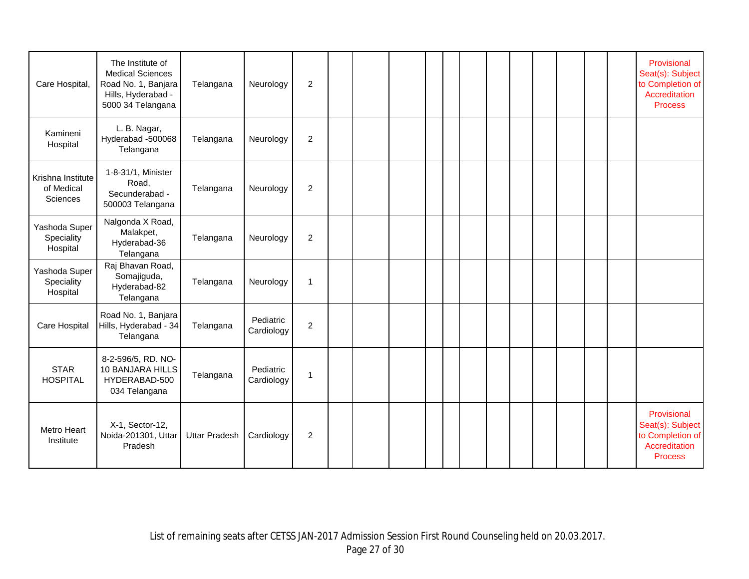| | | | | | | | | | | | | | | | | | |
|---|---|---|---|---|---|---|---|---|---|---|---|---|---|---|---|---|---|
| Care Hospital, | The Institute of Medical Sciences Road No. 1, Banjara Hills, Hyderabad - 5000 34 Telangana | Telangana | Neurology | 2 | | | | | | | | | | | | | Provisional Seat(s): Subject to Completion of Accreditation Process |
| Kamineni Hospital | L. B. Nagar, Hyderabad -500068 Telangana | Telangana | Neurology | 2 | | | | | | | | | | | | | |
| Krishna Institute of Medical Sciences | 1-8-31/1, Minister Road, Secunderabad - 500003 Telangana | Telangana | Neurology | 2 | | | | | | | | | | | | | |
| Yashoda Super Speciality Hospital | Nalgonda X Road, Malakpet, Hyderabad-36 Telangana | Telangana | Neurology | 2 | | | | | | | | | | | | | |
| Yashoda Super Speciality Hospital | Raj Bhavan Road, Somajiguda, Hyderabad-82 Telangana | Telangana | Neurology | 1 | | | | | | | | | | | | | |
| Care Hospital | Road No. 1, Banjara Hills, Hyderabad - 34 Telangana | Telangana | Pediatric Cardiology | 2 | | | | | | | | | | | | | |
| STAR HOSPITAL | 8-2-596/5, RD. NO-10 BANJARA HILLS HYDERABAD-500 034 Telangana | Telangana | Pediatric Cardiology | 1 | | | | | | | | | | | | | |
| Metro Heart Institute | X-1, Sector-12, Noida-201301, Uttar Pradesh | Uttar Pradesh | Cardiology | 2 | | | | | | | | | | | | | Provisional Seat(s): Subject to Completion of Accreditation Process |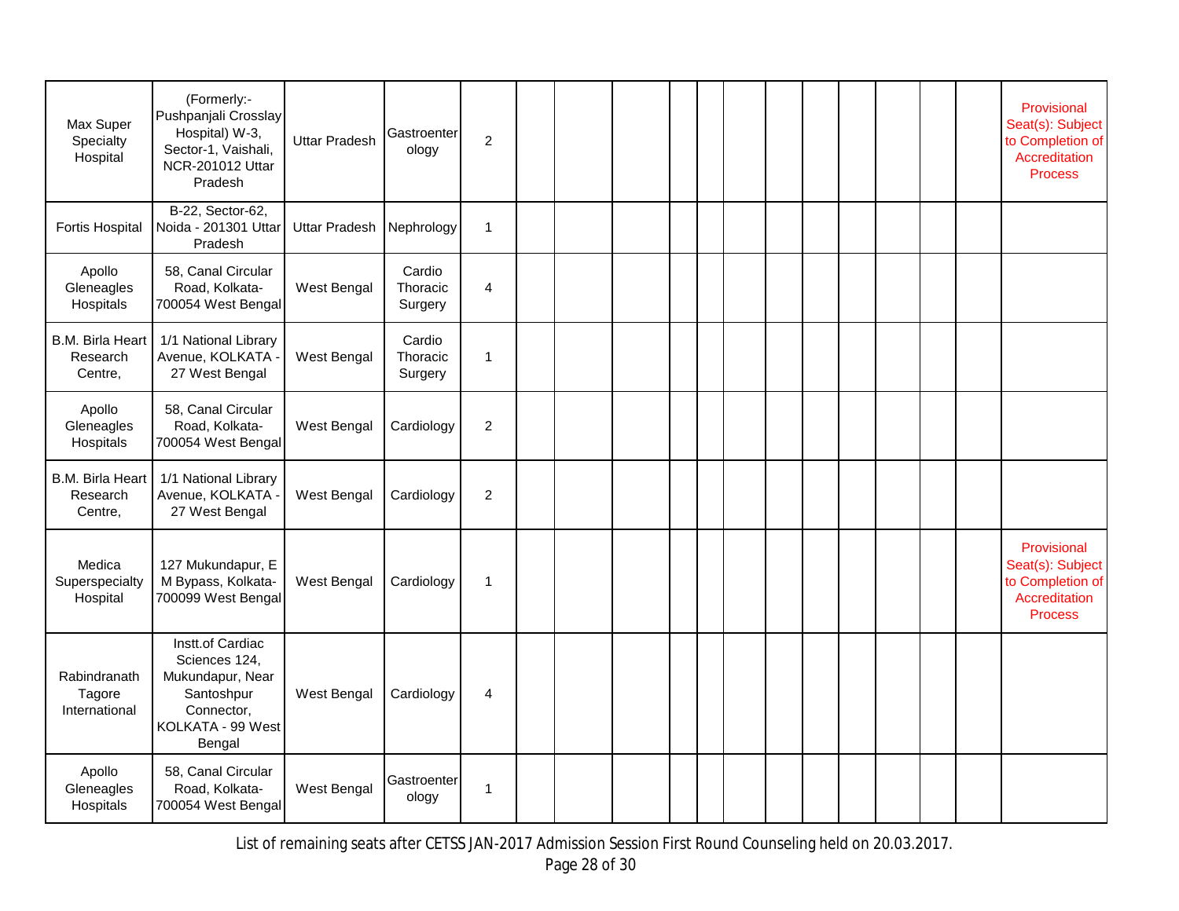| | | | | | | | | | | | | | | | | | |
|---|---|---|---|---|---|---|---|---|---|---|---|---|---|---|---|---|---|
| Max Super Specialty Hospital | (Formerly:- Pushpanjali Crosslay Hospital) W-3, Sector-1, Vaishali, NCR-201012 Uttar Pradesh | Uttar Pradesh | Gastroenterology | 2 | | | | | | | | | | | | | Provisional Seat(s): Subject to Completion of Accreditation Process |
| Fortis Hospital | B-22, Sector-62, Noida - 201301 Uttar Pradesh | Uttar Pradesh | Nephrology | 1 | | | | | | | | | | | | | |
| Apollo Gleneagles Hospitals | 58, Canal Circular Road, Kolkata-700054 West Bengal | West Bengal | Cardio Thoracic Surgery | 4 | | | | | | | | | | | | | |
| B.M. Birla Heart Research Centre, | 1/1 National Library Avenue, KOLKATA - 27 West Bengal | West Bengal | Cardio Thoracic Surgery | 1 | | | | | | | | | | | | | |
| Apollo Gleneagles Hospitals | 58, Canal Circular Road, Kolkata-700054 West Bengal | West Bengal | Cardiology | 2 | | | | | | | | | | | | | |
| B.M. Birla Heart Research Centre, | 1/1 National Library Avenue, KOLKATA - 27 West Bengal | West Bengal | Cardiology | 2 | | | | | | | | | | | | | |
| Medica Superspecialty Hospital | 127 Mukundapur, E M Bypass, Kolkata-700099 West Bengal | West Bengal | Cardiology | 1 | | | | | | | | | | | | | Provisional Seat(s): Subject to Completion of Accreditation Process |
| Rabindranath Tagore International | Instt.of Cardiac Sciences 124, Mukundapur, Near Santoshpur Connector, KOLKATA - 99 West Bengal | West Bengal | Cardiology | 4 | | | | | | | | | | | | | |
| Apollo Gleneagles Hospitals | 58, Canal Circular Road, Kolkata-700054 West Bengal | West Bengal | Gastroenterology | 1 | | | | | | | | | | | | | |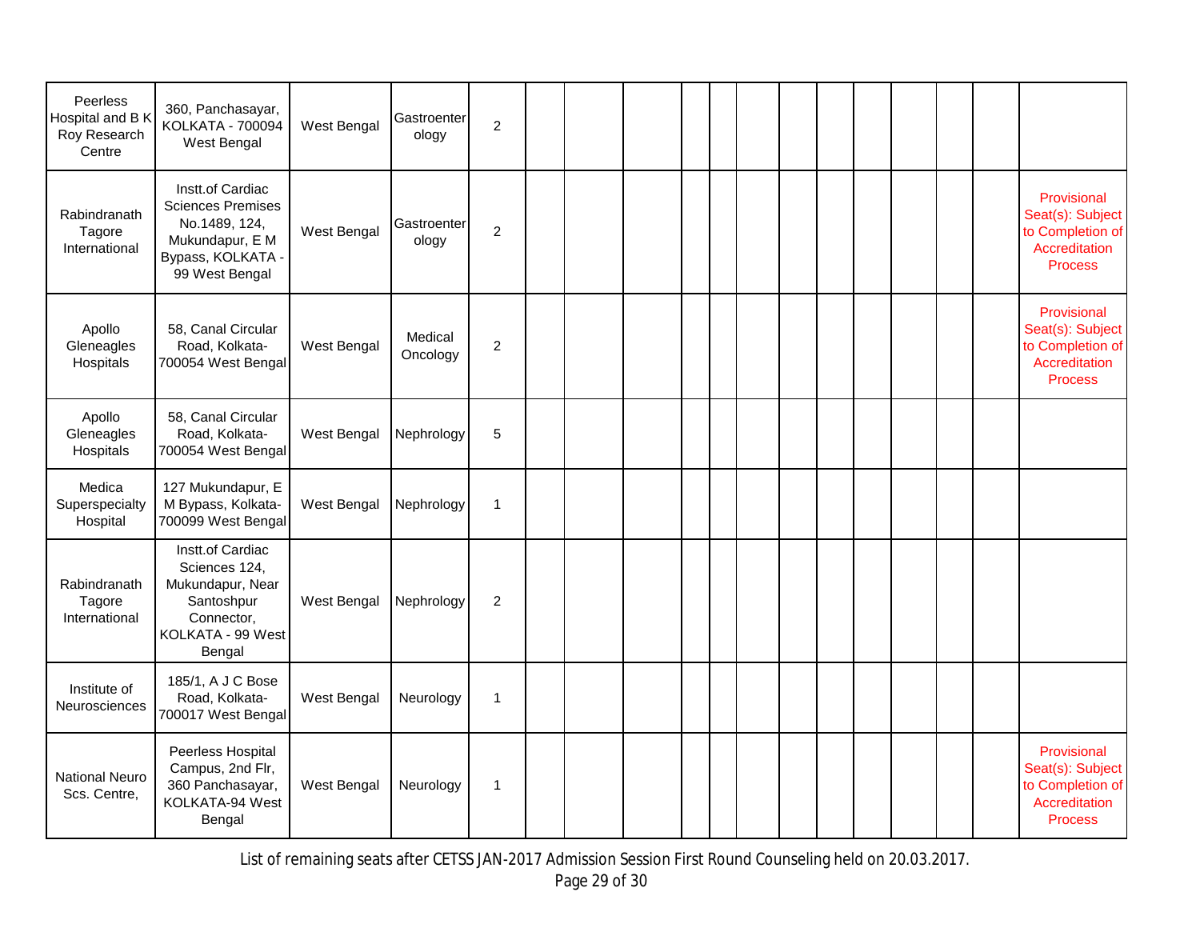| | | | | | | | | | | | | | | | | | |
|---|---|---|---|---|---|---|---|---|---|---|---|---|---|---|---|---|---|
| Peerless Hospital and B K Roy Research Centre | 360, Panchasayar, KOLKATA - 700094 West Bengal | West Bengal | Gastroenterology | 2 | | | | | | | | | | | | | |
| Rabindranath Tagore International | Instt.of Cardiac Sciences Premises No.1489, 124, Mukundapur, E M Bypass, KOLKATA - 99 West Bengal | West Bengal | Gastroenterology | 2 | | | | | | | | | | | | | Provisional Seat(s): Subject to Completion of Accreditation Process |
| Apollo Gleneagles Hospitals | 58, Canal Circular Road, Kolkata-700054 West Bengal | West Bengal | Medical Oncology | 2 | | | | | | | | | | | | | Provisional Seat(s): Subject to Completion of Accreditation Process |
| Apollo Gleneagles Hospitals | 58, Canal Circular Road, Kolkata-700054 West Bengal | West Bengal | Nephrology | 5 | | | | | | | | | | | | | |
| Medica Superspecialty Hospital | 127 Mukundapur, E M Bypass, Kolkata-700099 West Bengal | West Bengal | Nephrology | 1 | | | | | | | | | | | | | |
| Rabindranath Tagore International | Instt.of Cardiac Sciences 124, Mukundapur, Near Santoshpur Connector, KOLKATA - 99 West Bengal | West Bengal | Nephrology | 2 | | | | | | | | | | | | | |
| Institute of Neurosciences | 185/1, A J C Bose Road, Kolkata-700017 West Bengal | West Bengal | Neurology | 1 | | | | | | | | | | | | | |
| National Neuro Scs. Centre, | Peerless Hospital Campus, 2nd Flr, 360 Panchasayar, KOLKATA-94 West Bengal | West Bengal | Neurology | 1 | | | | | | | | | | | | | Provisional Seat(s): Subject to Completion of Accreditation Process |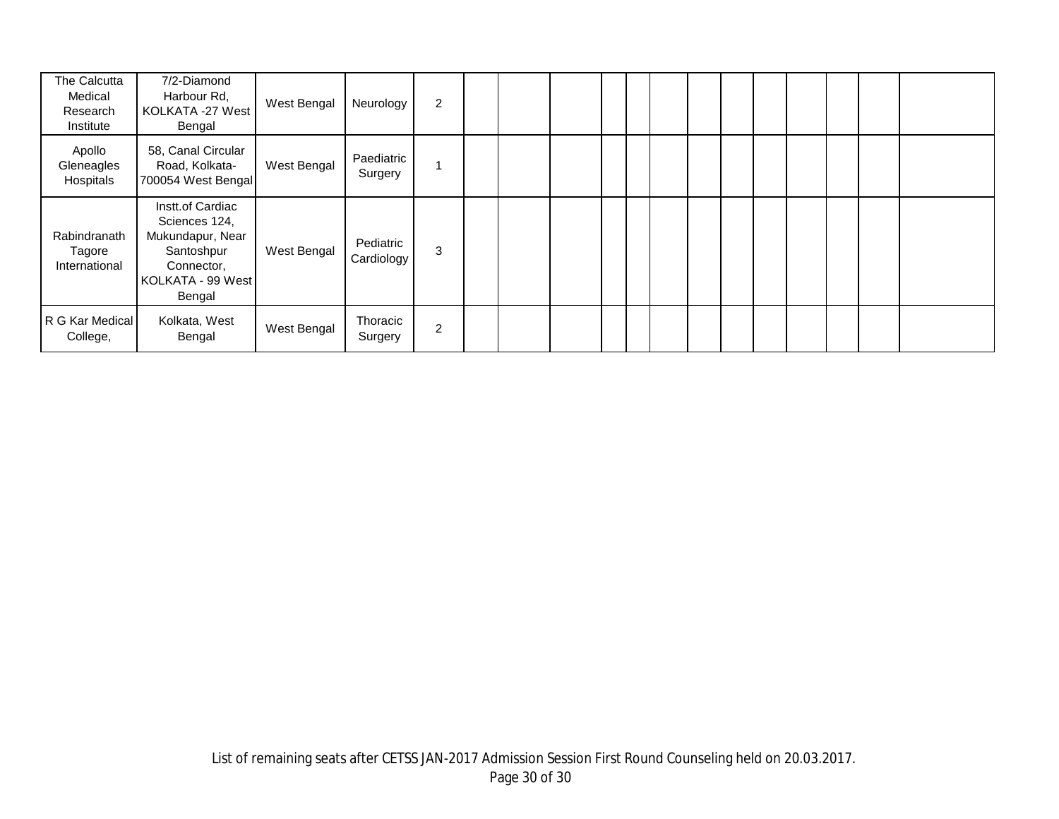| | | | | | | | | | | | | | | | | | |
|---|---|---|---|---|---|---|---|---|---|---|---|---|---|---|---|---|---|
| The Calcutta Medical Research Institute | 7/2-Diamond Harbour Rd, KOLKATA -27 West Bengal | West Bengal | Neurology | 2 | | | | | | | | | | | | | |
| Apollo Gleneagles Hospitals | 58, Canal Circular Road, Kolkata-700054 West Bengal | West Bengal | Paediatric Surgery | 1 | | | | | | | | | | | | | |
| Rabindranath Tagore International | Instt.of Cardiac Sciences 124, Mukundapur, Near Santoshpur Connector, KOLKATA - 99 West Bengal | West Bengal | Pediatric Cardiology | 3 | | | | | | | | | | | | | |
| R G Kar Medical College, | Kolkata, West Bengal | West Bengal | Thoracic Surgery | 2 | | | | | | | | | | | | | |